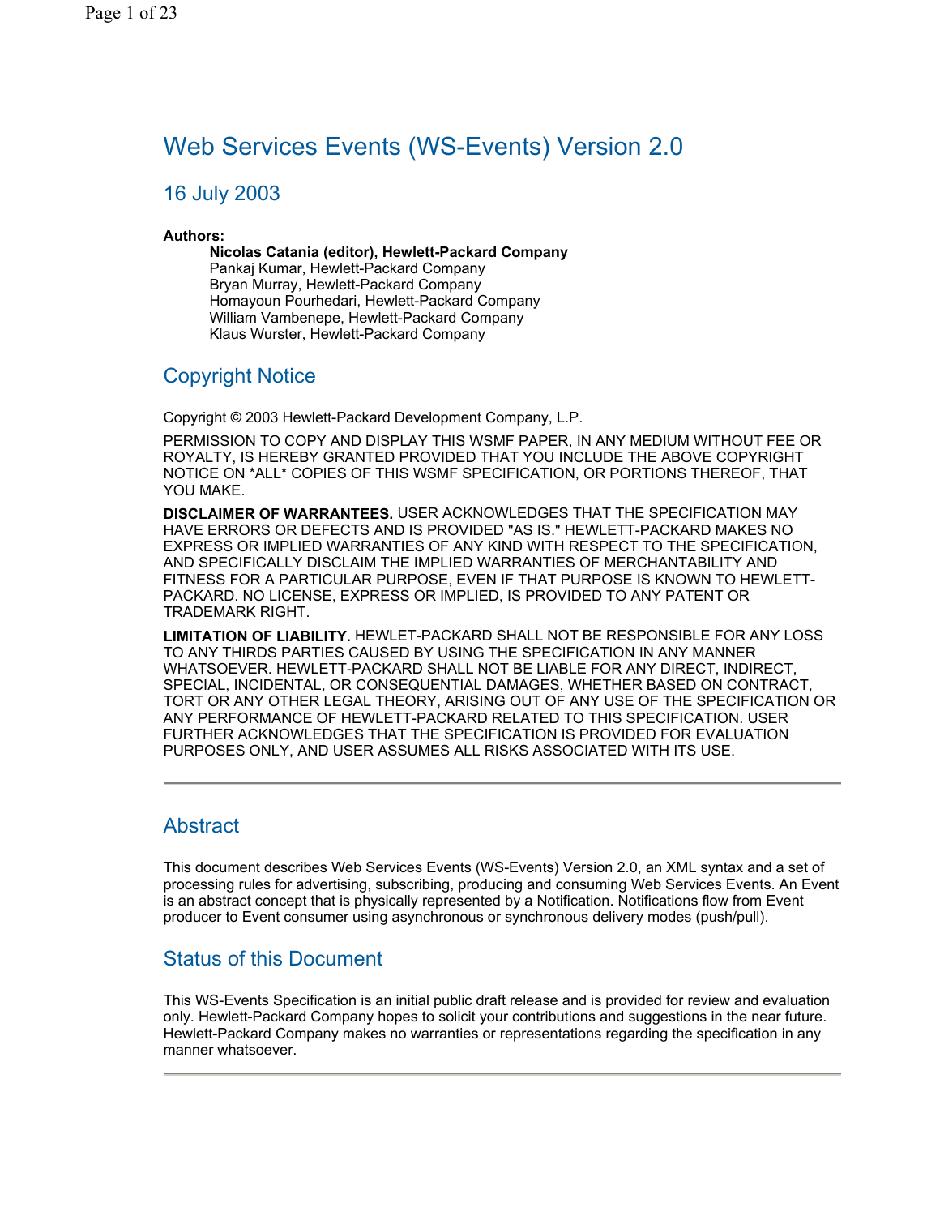# Web Services Events (WS-Events) Version 2.0

## 16 July 2003

**Authors:**

**Nicolas Catania (editor), Hewlett-Packard Company**
Pankaj Kumar, Hewlett-Packard Company
Bryan Murray, Hewlett-Packard Company
Homayoun Pourhedari, Hewlett-Packard Company
William Vambenepe, Hewlett-Packard Company
Klaus Wurster, Hewlett-Packard Company

## Copyright Notice

Copyright © 2003 Hewlett-Packard Development Company, L.P.

PERMISSION TO COPY AND DISPLAY THIS WSMF PAPER, IN ANY MEDIUM WITHOUT FEE OR ROYALTY, IS HEREBY GRANTED PROVIDED THAT YOU INCLUDE THE ABOVE COPYRIGHT NOTICE ON *ALL* COPIES OF THIS WSMF SPECIFICATION, OR PORTIONS THEREOF, THAT YOU MAKE.

**DISCLAIMER OF WARRANTEES.** USER ACKNOWLEDGES THAT THE SPECIFICATION MAY HAVE ERRORS OR DEFECTS AND IS PROVIDED "AS IS." HEWLETT-PACKARD MAKES NO EXPRESS OR IMPLIED WARRANTIES OF ANY KIND WITH RESPECT TO THE SPECIFICATION, AND SPECIFICALLY DISCLAIM THE IMPLIED WARRANTIES OF MERCHANTABILITY AND FITNESS FOR A PARTICULAR PURPOSE, EVEN IF THAT PURPOSE IS KNOWN TO HEWLETT-PACKARD. NO LICENSE, EXPRESS OR IMPLIED, IS PROVIDED TO ANY PATENT OR TRADEMARK RIGHT.

**LIMITATION OF LIABILITY.** HEWLET-PACKARD SHALL NOT BE RESPONSIBLE FOR ANY LOSS TO ANY THIRDS PARTIES CAUSED BY USING THE SPECIFICATION IN ANY MANNER WHATSOEVER. HEWLETT-PACKARD SHALL NOT BE LIABLE FOR ANY DIRECT, INDIRECT, SPECIAL, INCIDENTAL, OR CONSEQUENTIAL DAMAGES, WHETHER BASED ON CONTRACT, TORT OR ANY OTHER LEGAL THEORY, ARISING OUT OF ANY USE OF THE SPECIFICATION OR ANY PERFORMANCE OF HEWLETT-PACKARD RELATED TO THIS SPECIFICATION. USER FURTHER ACKNOWLEDGES THAT THE SPECIFICATION IS PROVIDED FOR EVALUATION PURPOSES ONLY, AND USER ASSUMES ALL RISKS ASSOCIATED WITH ITS USE.

---

## Abstract

This document describes Web Services Events (WS-Events) Version 2.0, an XML syntax and a set of processing rules for advertising, subscribing, producing and consuming Web Services Events. An Event is an abstract concept that is physically represented by a Notification. Notifications flow from Event producer to Event consumer using asynchronous or synchronous delivery modes (push/pull).

## Status of this Document

This WS-Events Specification is an initial public draft release and is provided for review and evaluation only. Hewlett-Packard Company hopes to solicit your contributions and suggestions in the near future. Hewlett-Packard Company makes no warranties or representations regarding the specification in any manner whatsoever.

---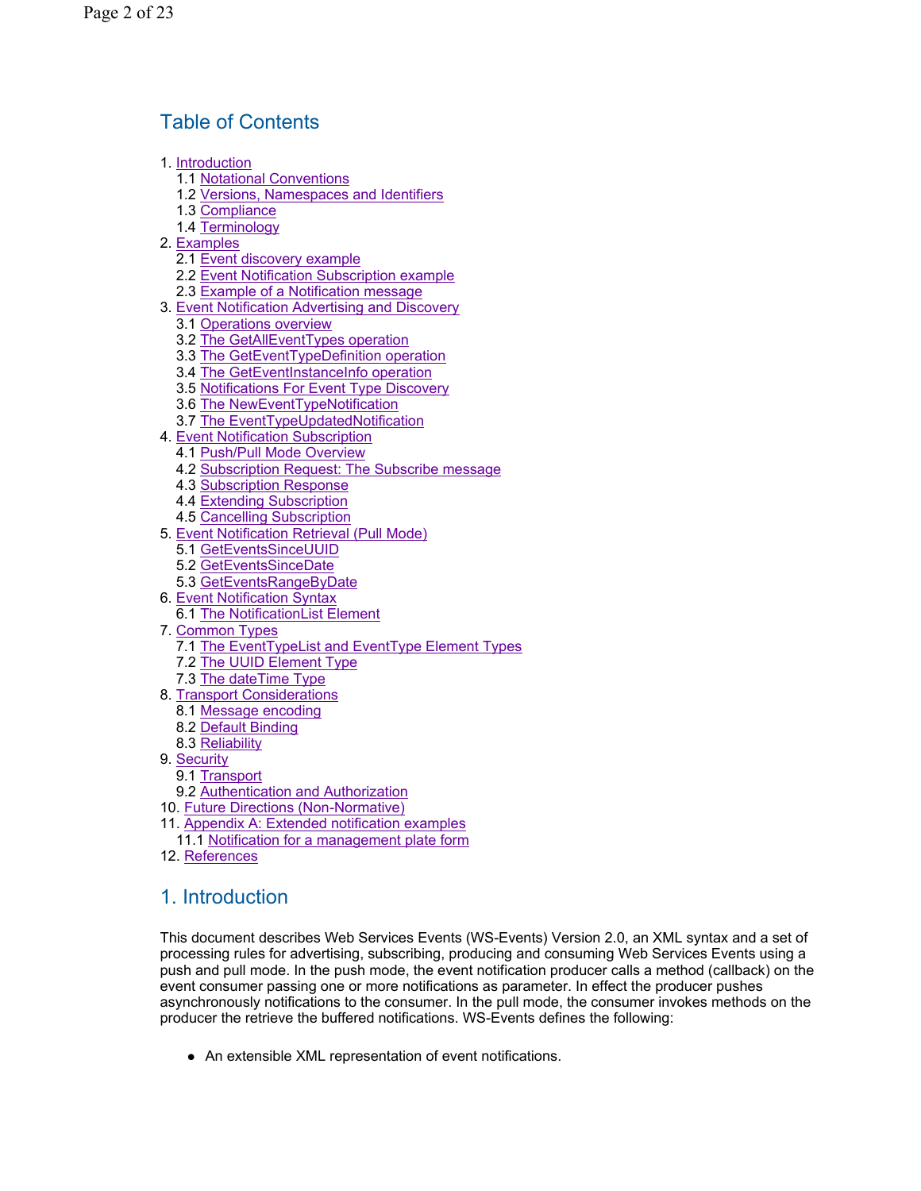## Table of Contents

1. Introduction
   - 1.1 Notational Conventions
   - 1.2 Versions, Namespaces and Identifiers
   - 1.3 Compliance
   - 1.4 Terminology
2. Examples
   - 2.1 Event discovery example
   - 2.2 Event Notification Subscription example
   - 2.3 Example of a Notification message
3. Event Notification Advertising and Discovery
   - 3.1 Operations overview
   - 3.2 The GetAllEventTypes operation
   - 3.3 The GetEventTypeDefinition operation
   - 3.4 The GetEventInstanceInfo operation
   - 3.5 Notifications For Event Type Discovery
   - 3.6 The NewEventTypeNotification
   - 3.7 The EventTypeUpdatedNotification
4. Event Notification Subscription
   - 4.1 Push/Pull Mode Overview
   - 4.2 Subscription Request: The Subscribe message
   - 4.3 Subscription Response
   - 4.4 Extending Subscription
   - 4.5 Cancelling Subscription
5. Event Notification Retrieval (Pull Mode)
   - 5.1 GetEventsSinceUUID
   - 5.2 GetEventsSinceDate
   - 5.3 GetEventsRangeByDate
6. Event Notification Syntax
   - 6.1 The NotificationList Element
7. Common Types
   - 7.1 The EventTypeList and EventType Element Types
   - 7.2 The UUID Element Type
   - 7.3 The dateTime Type
8. Transport Considerations
   - 8.1 Message encoding
   - 8.2 Default Binding
   - 8.3 Reliability
9. Security
   - 9.1 Transport
   - 9.2 Authentication and Authorization
10. Future Directions (Non-Normative)
11. Appendix A: Extended notification examples
    - 11.1 Notification for a management plate form
12. References

## 1. Introduction

This document describes Web Services Events (WS-Events) Version 2.0, an XML syntax and a set of processing rules for advertising, subscribing, producing and consuming Web Services Events using a push and pull mode. In the push mode, the event notification producer calls a method (callback) on the event consumer passing one or more notifications as parameter. In effect the producer pushes asynchronously notifications to the consumer. In the pull mode, the consumer invokes methods on the producer the retrieve the buffered notifications. WS-Events defines the following:

- An extensible XML representation of event notifications.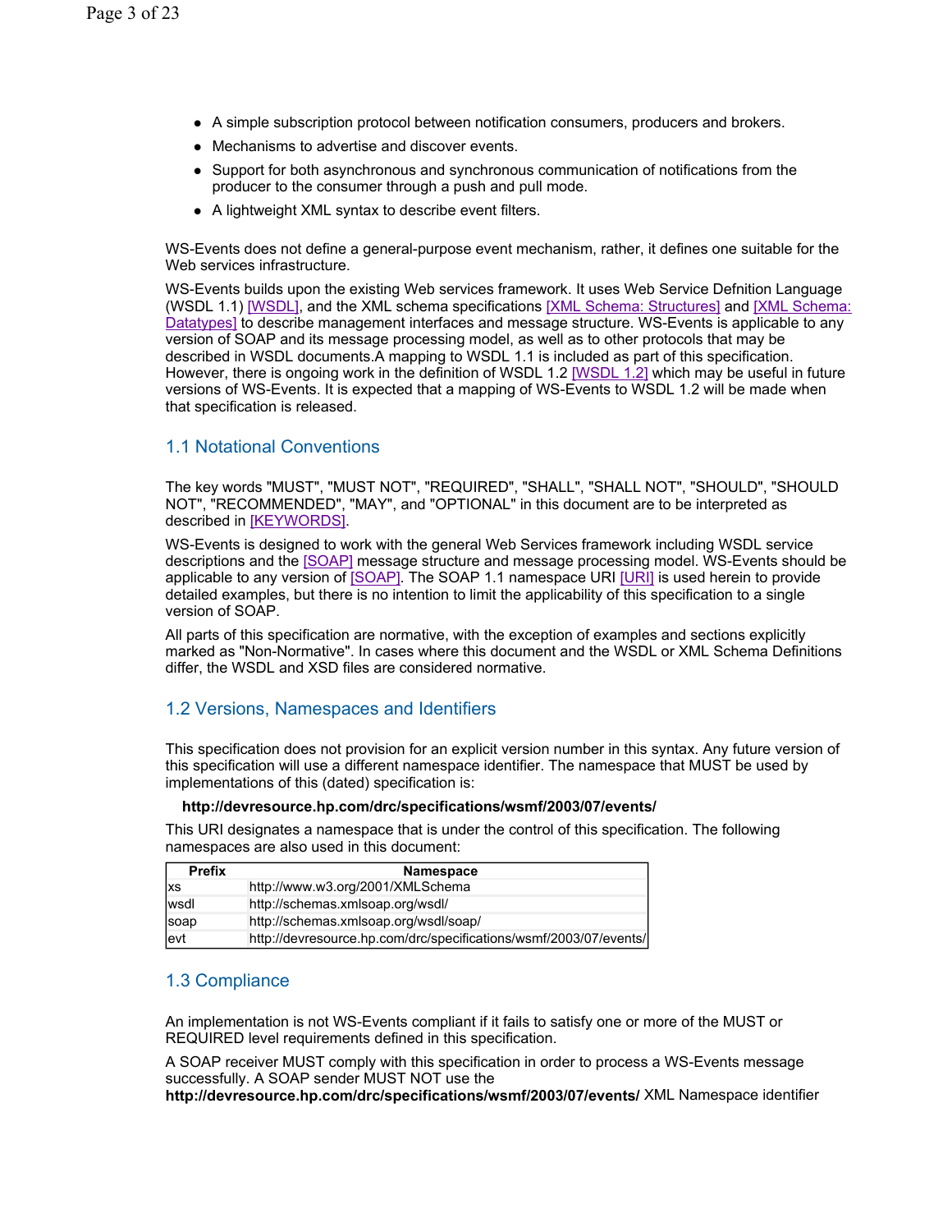- A simple subscription protocol between notification consumers, producers and brokers.
- Mechanisms to advertise and discover events.
- Support for both asynchronous and synchronous communication of notifications from the producer to the consumer through a push and pull mode.
- A lightweight XML syntax to describe event filters.

WS-Events does not define a general-purpose event mechanism, rather, it defines one suitable for the Web services infrastructure.

WS-Events builds upon the existing Web services framework. It uses Web Service Defnition Language (WSDL 1.1) [WSDL], and the XML schema specifications [XML Schema: Structures] and [XML Schema: Datatypes] to describe management interfaces and message structure. WS-Events is applicable to any version of SOAP and its message processing model, as well as to other protocols that may be described in WSDL documents.A mapping to WSDL 1.1 is included as part of this specification. However, there is ongoing work in the definition of WSDL 1.2 [WSDL 1.2] which may be useful in future versions of WS-Events. It is expected that a mapping of WS-Events to WSDL 1.2 will be made when that specification is released.

## 1.1 Notational Conventions

The key words "MUST", "MUST NOT", "REQUIRED", "SHALL", "SHALL NOT", "SHOULD", "SHOULD NOT", "RECOMMENDED", "MAY", and "OPTIONAL" in this document are to be interpreted as described in [KEYWORDS].

WS-Events is designed to work with the general Web Services framework including WSDL service descriptions and the [SOAP] message structure and message processing model. WS-Events should be applicable to any version of [SOAP]. The SOAP 1.1 namespace URI [URI] is used herein to provide detailed examples, but there is no intention to limit the applicability of this specification to a single version of SOAP.

All parts of this specification are normative, with the exception of examples and sections explicitly marked as "Non-Normative". In cases where this document and the WSDL or XML Schema Definitions differ, the WSDL and XSD files are considered normative.

## 1.2 Versions, Namespaces and Identifiers

This specification does not provision for an explicit version number in this syntax. Any future version of this specification will use a different namespace identifier. The namespace that MUST be used by implementations of this (dated) specification is:

**http://devresource.hp.com/drc/specifications/wsmf/2003/07/events/**

This URI designates a namespace that is under the control of this specification. The following namespaces are also used in this document:

| Prefix | Namespace |
|---|---|
| xs | http://www.w3.org/2001/XMLSchema |
| wsdl | http://schemas.xmlsoap.org/wsdl/ |
| soap | http://schemas.xmlsoap.org/wsdl/soap/ |
| evt | http://devresource.hp.com/drc/specifications/wsmf/2003/07/events/ |

## 1.3 Compliance

An implementation is not WS-Events compliant if it fails to satisfy one or more of the MUST or REQUIRED level requirements defined in this specification.

A SOAP receiver MUST comply with this specification in order to process a WS-Events message successfully. A SOAP sender MUST NOT use the **http://devresource.hp.com/drc/specifications/wsmf/2003/07/events/** XML Namespace identifier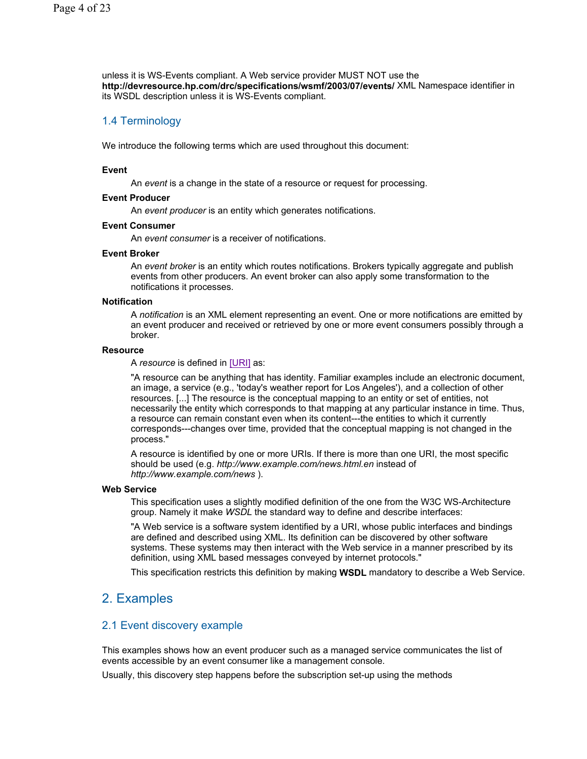unless it is WS-Events compliant. A Web service provider MUST NOT use the **http://devresource.hp.com/drc/specifications/wsmf/2003/07/events/** XML Namespace identifier in its WSDL description unless it is WS-Events compliant.

## 1.4 Terminology

We introduce the following terms which are used throughout this document:

**Event**

An *event* is a change in the state of a resource or request for processing.

**Event Producer**

An *event producer* is an entity which generates notifications.

**Event Consumer**

An *event consumer* is a receiver of notifications.

**Event Broker**

An *event broker* is an entity which routes notifications. Brokers typically aggregate and publish events from other producers. An event broker can also apply some transformation to the notifications it processes.

**Notification**

A *notification* is an XML element representing an event. One or more notifications are emitted by an event producer and received or retrieved by one or more event consumers possibly through a broker.

**Resource**

A *resource* is defined in [URI] as:

"A resource can be anything that has identity. Familiar examples include an electronic document, an image, a service (e.g., 'today's weather report for Los Angeles'), and a collection of other resources. [...] The resource is the conceptual mapping to an entity or set of entities, not necessarily the entity which corresponds to that mapping at any particular instance in time. Thus, a resource can remain constant even when its content---the entities to which it currently corresponds---changes over time, provided that the conceptual mapping is not changed in the process."

A resource is identified by one or more URIs. If there is more than one URI, the most specific should be used (e.g. *http://www.example.com/news.html.en* instead of *http://www.example.com/news* ).

**Web Service**

This specification uses a slightly modified definition of the one from the W3C WS-Architecture group. Namely it make *WSDL* the standard way to define and describe interfaces:

"A Web service is a software system identified by a URI, whose public interfaces and bindings are defined and described using XML. Its definition can be discovered by other software systems. These systems may then interact with the Web service in a manner prescribed by its definition, using XML based messages conveyed by internet protocols."

This specification restricts this definition by making **WSDL** mandatory to describe a Web Service.

# 2. Examples

## 2.1 Event discovery example

This examples shows how an event producer such as a managed service communicates the list of events accessible by an event consumer like a management console.

Usually, this discovery step happens before the subscription set-up using the methods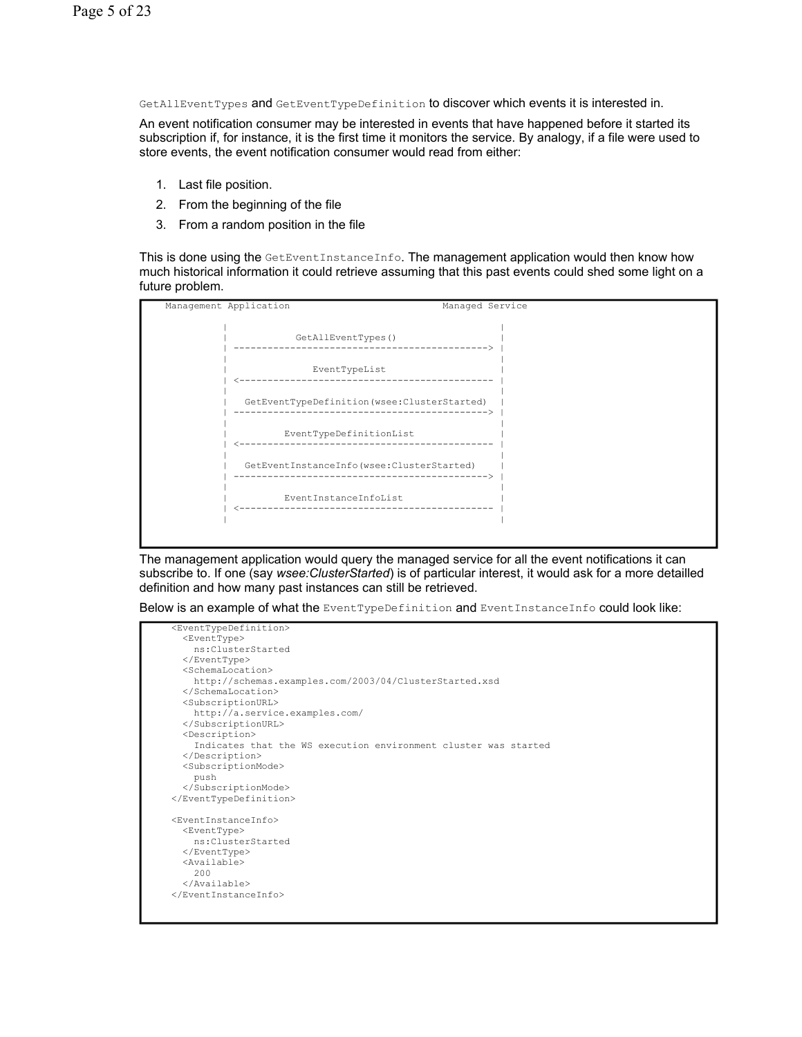`GetAllEventTypes` and `GetEventTypeDefinition` to discover which events it is interested in.

An event notification consumer may be interested in events that have happened before it started its subscription if, for instance, it is the first time it monitors the service. By analogy, if a file were used to store events, the event notification consumer would read from either:

1. Last file position.
2. From the beginning of the file
3. From a random position in the file

This is done using the `GetEventInstanceInfo`. The management application would then know how much historical information it could retrieve assuming that this past events could shed some light on a future problem.

```
Management Application                          Managed Service

           |                                               |
           |             GetAllEventTypes()                |
           | --------------------------------------------> |
           |                                               |
           |                EventTypeList                  |
           | <-------------------------------------------- |
           |                                               |
           |  GetEventTypeDefinition(wsee:ClusterStarted)  |
           | --------------------------------------------> |
           |                                               |
           |          EventTypeDefinitionList              |
           | <-------------------------------------------- |
           |                                               |
           |  GetEventInstanceInfo(wsee:ClusterStarted)    |
           | --------------------------------------------> |
           |                                               |
           |          EventInstanceInfoList                |
           | <-------------------------------------------- |
           |                                               |
```

The management application would query the managed service for all the event notifications it can subscribe to. If one (say *wsee:ClusterStarted*) is of particular interest, it would ask for a more detailled definition and how many past instances can still be retrieved.

Below is an example of what the `EventTypeDefinition` and `EventInstanceInfo` could look like:

```
<EventTypeDefinition>
  <EventType>
    ns:ClusterStarted
  </EventType>
  <SchemaLocation>
    http://schemas.examples.com/2003/04/ClusterStarted.xsd
  </SchemaLocation>
  <SubscriptionURL>
    http://a.service.examples.com/
  </SubscriptionURL>
  <Description>
    Indicates that the WS execution environment cluster was started
  </Description>
  <SubscriptionMode>
    push
  </SubscriptionMode>
</EventTypeDefinition>

<EventInstanceInfo>
  <EventType>
    ns:ClusterStarted
  </EventType>
  <Available>
    200
  </Available>
</EventInstanceInfo>
```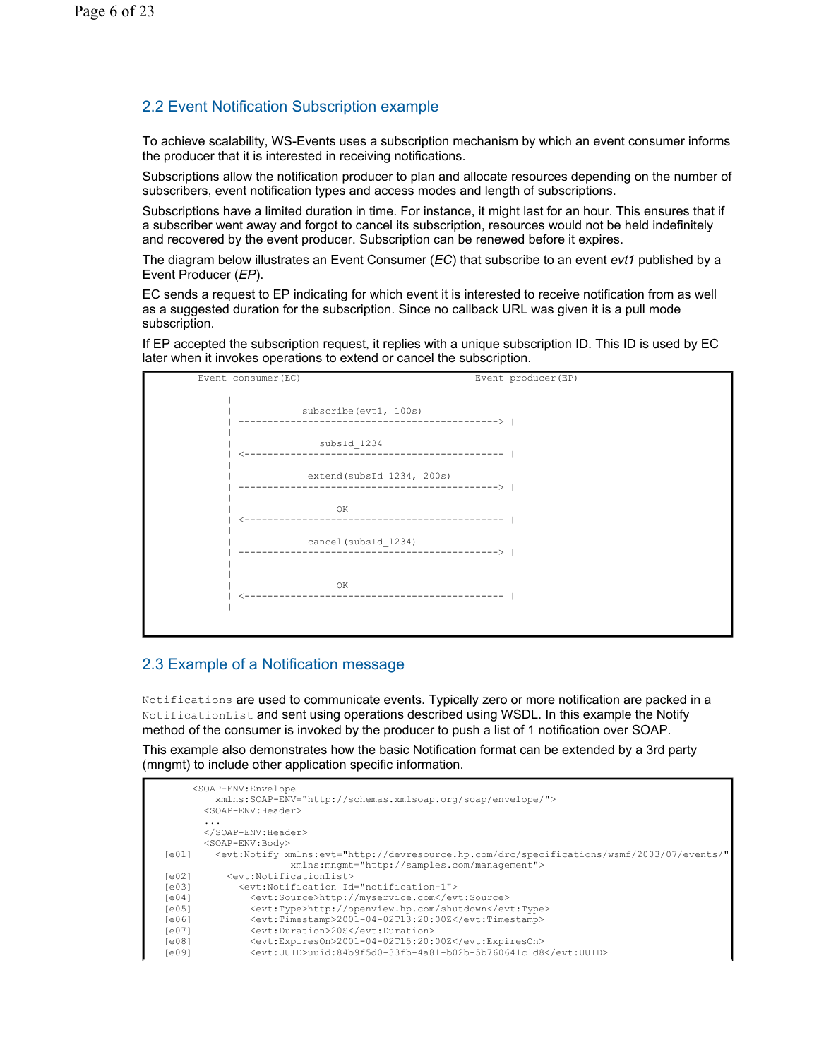## 2.2 Event Notification Subscription example

To achieve scalability, WS-Events uses a subscription mechanism by which an event consumer informs the producer that it is interested in receiving notifications.

Subscriptions allow the notification producer to plan and allocate resources depending on the number of subscribers, event notification types and access modes and length of subscriptions.

Subscriptions have a limited duration in time. For instance, it might last for an hour. This ensures that if a subscriber went away and forgot to cancel its subscription, resources would not be held indefinitely and recovered by the event producer. Subscription can be renewed before it expires.

The diagram below illustrates an Event Consumer (*EC*) that subscribe to an event *evt1* published by a Event Producer (*EP*).

EC sends a request to EP indicating for which event it is interested to receive notification from as well as a suggested duration for the subscription. Since no callback URL was given it is a pull mode subscription.

If EP accepted the subscription request, it replies with a unique subscription ID. This ID is used by EC later when it invokes operations to extend or cancel the subscription.

```
         Event consumer(EC)                                Event producer(EP)

              |                                                 |
              |              subscribe(evt1, 100s)              |
              | ---------------------------------------------> |
              |                                                 |
              |                 subsId_1234                     |
              | <--------------------------------------------- |
              |                                                 |
              |           extend(subsId_1234, 200s)             |
              | ---------------------------------------------> |
              |                                                 |
              |                      OK                         |
              | <--------------------------------------------- |
              |                                                 |
              |            cancel(subsId_1234)                  |
              | ---------------------------------------------> |
              |                                                 |
              |                                                 |
              |                      OK                         |
              | <--------------------------------------------- |
              |                                                 |
```

## 2.3 Example of a Notification message

`Notifications` are used to communicate events. Typically zero or more notification are packed in a `NotificationList` and sent using operations described using WSDL. In this example the Notify method of the consumer is invoked by the producer to push a list of 1 notification over SOAP.

This example also demonstrates how the basic Notification format can be extended by a 3rd party (mngmt) to include other application specific information.

```
        <SOAP-ENV:Envelope
            xmlns:SOAP-ENV="http://schemas.xmlsoap.org/soap/envelope/">
          <SOAP-ENV:Header>
          ...
          </SOAP-ENV:Header>
          <SOAP-ENV:Body>
[e01]       <evt:Notify xmlns:evt="http://devresource.hp.com/drc/specifications/wsmf/2003/07/events/"
                         xmlns:mngmt="http://samples.com/management">
[e02]         <evt:NotificationList>
[e03]           <evt:Notification Id="notification-1">
[e04]             <evt:Source>http://myservice.com</evt:Source>
[e05]             <evt:Type>http://openview.hp.com/shutdown</evt:Type>
[e06]             <evt:Timestamp>2001-04-02T13:20:00Z</evt:Timestamp>
[e07]             <evt:Duration>20S</evt:Duration>
[e08]             <evt:ExpiresOn>2001-04-02T15:20:00Z</evt:ExpiresOn>
[e09]             <evt:UUID>uuid:84b9f5d0-33fb-4a81-b02b-5b760641c1d8</evt:UUID>
```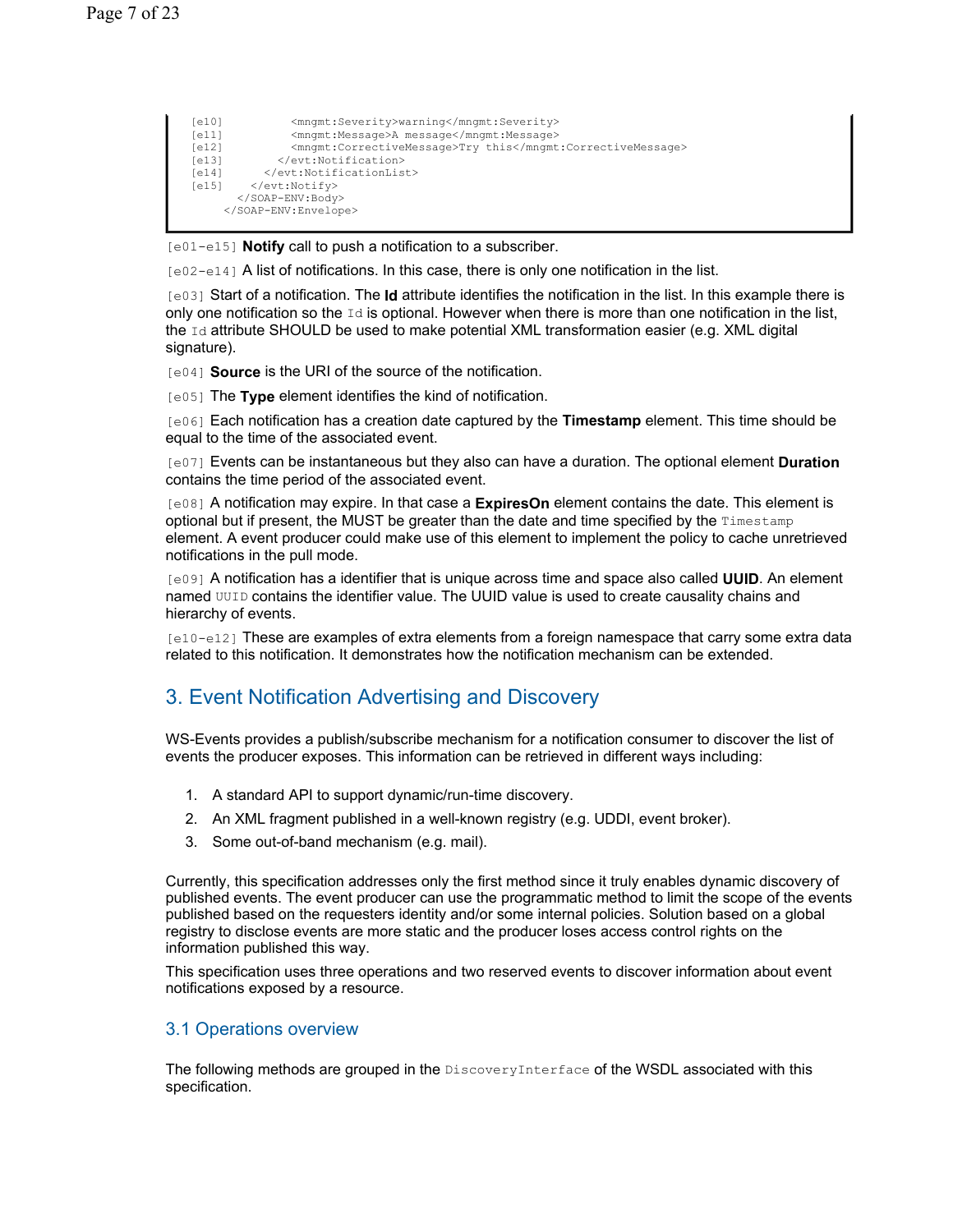```
[e10]          <mngmt:Severity>warning</mngmt:Severity>
[e11]          <mngmt:Message>A message</mngmt:Message>
[e12]          <mngmt:CorrectiveMessage>Try this</mngmt:CorrectiveMessage>
[e13]        </evt:Notification>
[e14]      </evt:NotificationList>
[e15]    </evt:Notify>
      </SOAP-ENV:Body>
    </SOAP-ENV:Envelope>
```

`[e01-e15]` **Notify** call to push a notification to a subscriber.

`[e02-e14]` A list of notifications. In this case, there is only one notification in the list.

`[e03]` Start of a notification. The **Id** attribute identifies the notification in the list. In this example there is only one notification so the `Id` is optional. However when there is more than one notification in the list, the `Id` attribute SHOULD be used to make potential XML transformation easier (e.g. XML digital signature).

`[e04]` **Source** is the URI of the source of the notification.

`[e05]` The **Type** element identifies the kind of notification.

`[e06]` Each notification has a creation date captured by the **Timestamp** element. This time should be equal to the time of the associated event.

`[e07]` Events can be instantaneous but they also can have a duration. The optional element **Duration** contains the time period of the associated event.

`[e08]` A notification may expire. In that case a **ExpiresOn** element contains the date. This element is optional but if present, the MUST be greater than the date and time specified by the `Timestamp` element. A event producer could make use of this element to implement the policy to cache unretrieved notifications in the pull mode.

`[e09]` A notification has a identifier that is unique across time and space also called **UUID**. An element named `UUID` contains the identifier value. The UUID value is used to create causality chains and hierarchy of events.

`[e10-e12]` These are examples of extra elements from a foreign namespace that carry some extra data related to this notification. It demonstrates how the notification mechanism can be extended.

## 3. Event Notification Advertising and Discovery

WS-Events provides a publish/subscribe mechanism for a notification consumer to discover the list of events the producer exposes. This information can be retrieved in different ways including:

1. A standard API to support dynamic/run-time discovery.
2. An XML fragment published in a well-known registry (e.g. UDDI, event broker).
3. Some out-of-band mechanism (e.g. mail).

Currently, this specification addresses only the first method since it truly enables dynamic discovery of published events. The event producer can use the programmatic method to limit the scope of the events published based on the requesters identity and/or some internal policies. Solution based on a global registry to disclose events are more static and the producer loses access control rights on the information published this way.

This specification uses three operations and two reserved events to discover information about event notifications exposed by a resource.

### 3.1 Operations overview

The following methods are grouped in the `DiscoveryInterface` of the WSDL associated with this specification.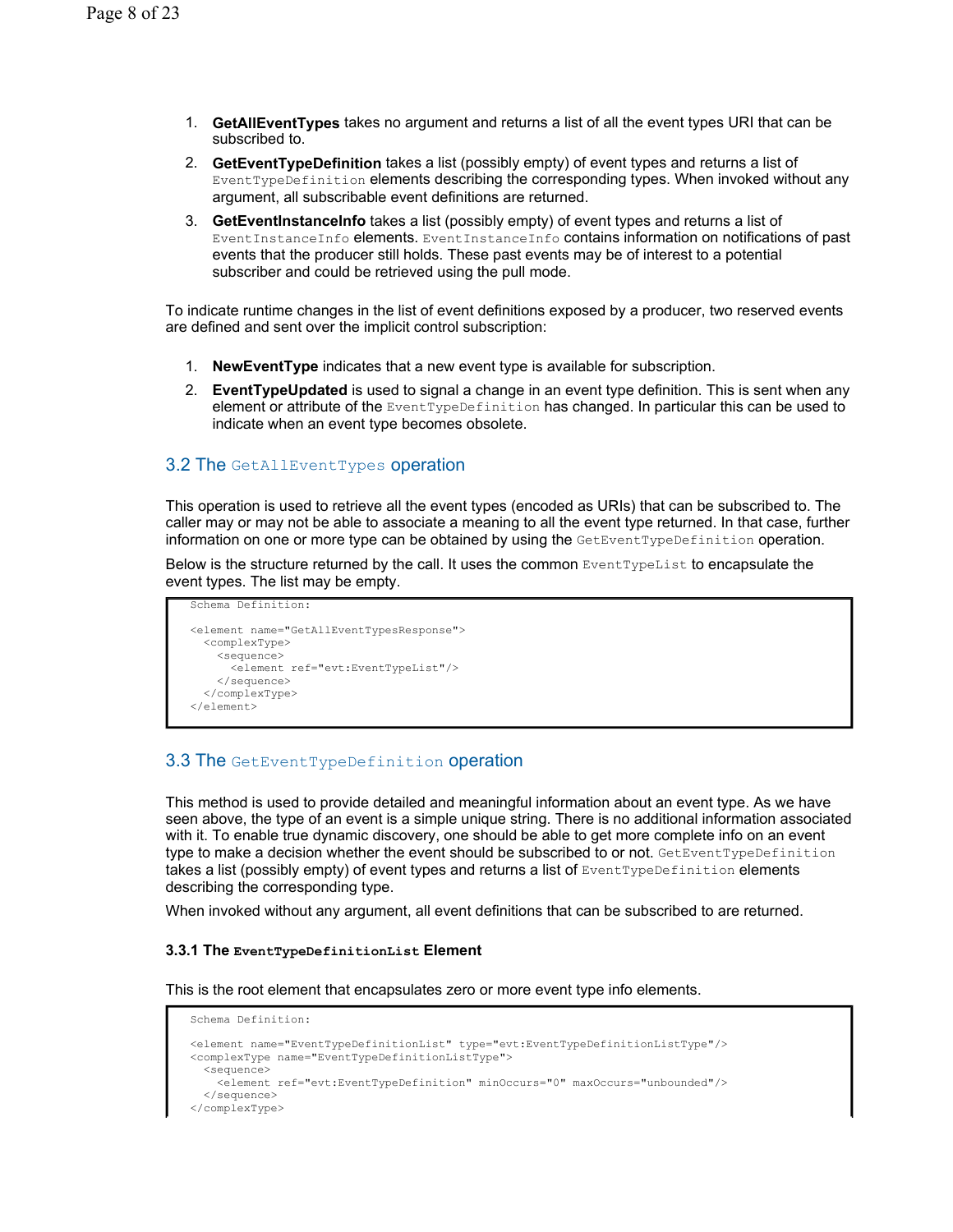1. **GetAllEventTypes** takes no argument and returns a list of all the event types URI that can be subscribed to.
2. **GetEventTypeDefinition** takes a list (possibly empty) of event types and returns a list of `EventTypeDefinition` elements describing the corresponding types. When invoked without any argument, all subscribable event definitions are returned.
3. **GetEventInstanceInfo** takes a list (possibly empty) of event types and returns a list of `EventInstanceInfo` elements. `EventInstanceInfo` contains information on notifications of past events that the producer still holds. These past events may be of interest to a potential subscriber and could be retrieved using the pull mode.

To indicate runtime changes in the list of event definitions exposed by a producer, two reserved events are defined and sent over the implicit control subscription:

1. **NewEventType** indicates that a new event type is available for subscription.
2. **EventTypeUpdated** is used to signal a change in an event type definition. This is sent when any element or attribute of the `EventTypeDefinition` has changed. In particular this can be used to indicate when an event type becomes obsolete.

## 3.2 The `GetAllEventTypes` operation

This operation is used to retrieve all the event types (encoded as URIs) that can be subscribed to. The caller may or may not be able to associate a meaning to all the event type returned. In that case, further information on one or more type can be obtained by using the `GetEventTypeDefinition` operation.

Below is the structure returned by the call. It uses the common `EventTypeList` to encapsulate the event types. The list may be empty.

```
Schema Definition:

<element name="GetAllEventTypesResponse">
  <complexType>
    <sequence>
      <element ref="evt:EventTypeList"/>
    </sequence>
  </complexType>
</element>
```

## 3.3 The `GetEventTypeDefinition` operation

This method is used to provide detailed and meaningful information about an event type. As we have seen above, the type of an event is a simple unique string. There is no additional information associated with it. To enable true dynamic discovery, one should be able to get more complete info on an event type to make a decision whether the event should be subscribed to or not. `GetEventTypeDefinition` takes a list (possibly empty) of event types and returns a list of `EventTypeDefinition` elements describing the corresponding type.

When invoked without any argument, all event definitions that can be subscribed to are returned.

### 3.3.1 The `EventTypeDefinitionList` Element

This is the root element that encapsulates zero or more event type info elements.

```
Schema Definition:

<element name="EventTypeDefinitionList" type="evt:EventTypeDefinitionListType"/>
<complexType name="EventTypeDefinitionListType">
  <sequence>
    <element ref="evt:EventTypeDefinition" minOccurs="0" maxOccurs="unbounded"/>
  </sequence>
</complexType>
```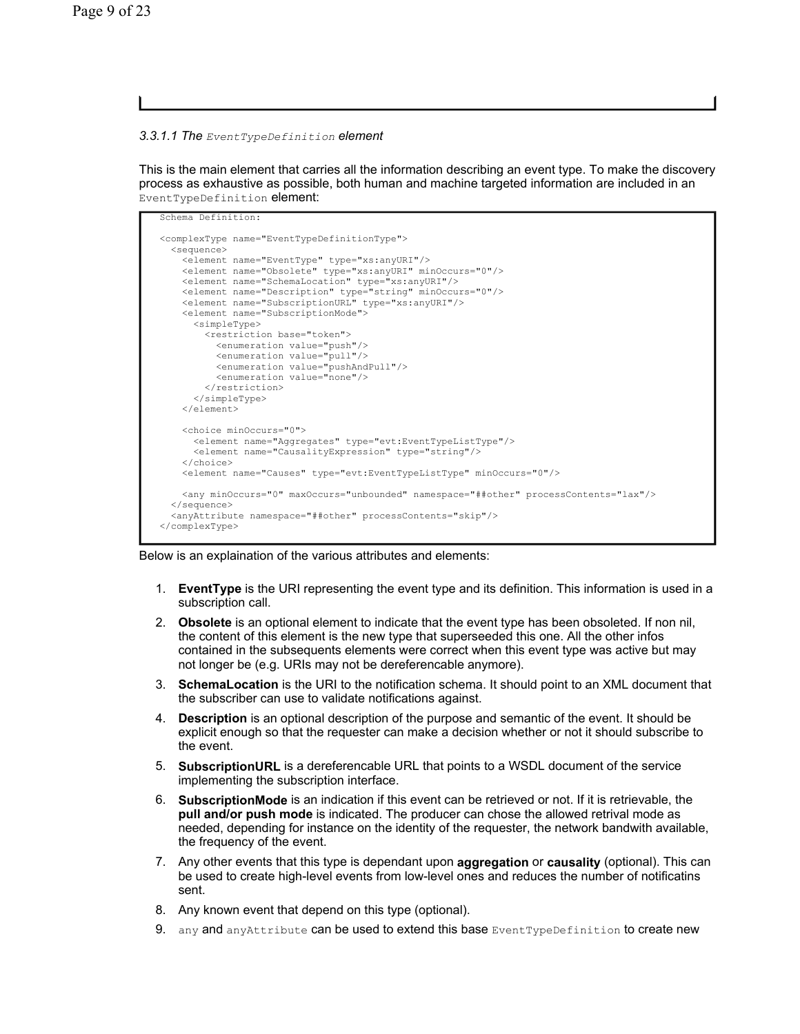#### 3.3.1.1 The `EventTypeDefinition` element

This is the main element that carries all the information describing an event type. To make the discovery process as exhaustive as possible, both human and machine targeted information are included in an `EventTypeDefinition` element:

```
Schema Definition:

<complexType name="EventTypeDefinitionType">
  <sequence>
    <element name="EventType" type="xs:anyURI"/>
    <element name="Obsolete" type="xs:anyURI" minOccurs="0"/>
    <element name="SchemaLocation" type="xs:anyURI"/>
    <element name="Description" type="string" minOccurs="0"/>
    <element name="SubscriptionURL" type="xs:anyURI"/>
    <element name="SubscriptionMode">
      <simpleType>
        <restriction base="token">
          <enumeration value="push"/>
          <enumeration value="pull"/>
          <enumeration value="pushAndPull"/>
          <enumeration value="none"/>
        </restriction>
      </simpleType>
    </element>

    <choice minOccurs="0">
      <element name="Aggregates" type="evt:EventTypeListType"/>
      <element name="CausalityExpression" type="string"/>
    </choice>
    <element name="Causes" type="evt:EventTypeListType" minOccurs="0"/>

    <any minOccurs="0" maxOccurs="unbounded" namespace="##other" processContents="lax"/>
  </sequence>
  <anyAttribute namespace="##other" processContents="skip"/>
</complexType>
```

Below is an explaination of the various attributes and elements:

1. **EventType** is the URI representing the event type and its definition. This information is used in a subscription call.
2. **Obsolete** is an optional element to indicate that the event type has been obsoleted. If non nil, the content of this element is the new type that superseeded this one. All the other infos contained in the subsequents elements were correct when this event type was active but may not longer be (e.g. URIs may not be dereferencable anymore).
3. **SchemaLocation** is the URI to the notification schema. It should point to an XML document that the subscriber can use to validate notifications against.
4. **Description** is an optional description of the purpose and semantic of the event. It should be explicit enough so that the requester can make a decision whether or not it should subscribe to the event.
5. **SubscriptionURL** is a dereferencable URL that points to a WSDL document of the service implementing the subscription interface.
6. **SubscriptionMode** is an indication if this event can be retrieved or not. If it is retrievable, the **pull and/or push mode** is indicated. The producer can chose the allowed retrival mode as needed, depending for instance on the identity of the requester, the network bandwith available, the frequency of the event.
7. Any other events that this type is dependant upon **aggregation** or **causality** (optional). This can be used to create high-level events from low-level ones and reduces the number of notificatins sent.
8. Any known event that depend on this type (optional).
9. `any` and `anyAttribute` can be used to extend this base `EventTypeDefinition` to create new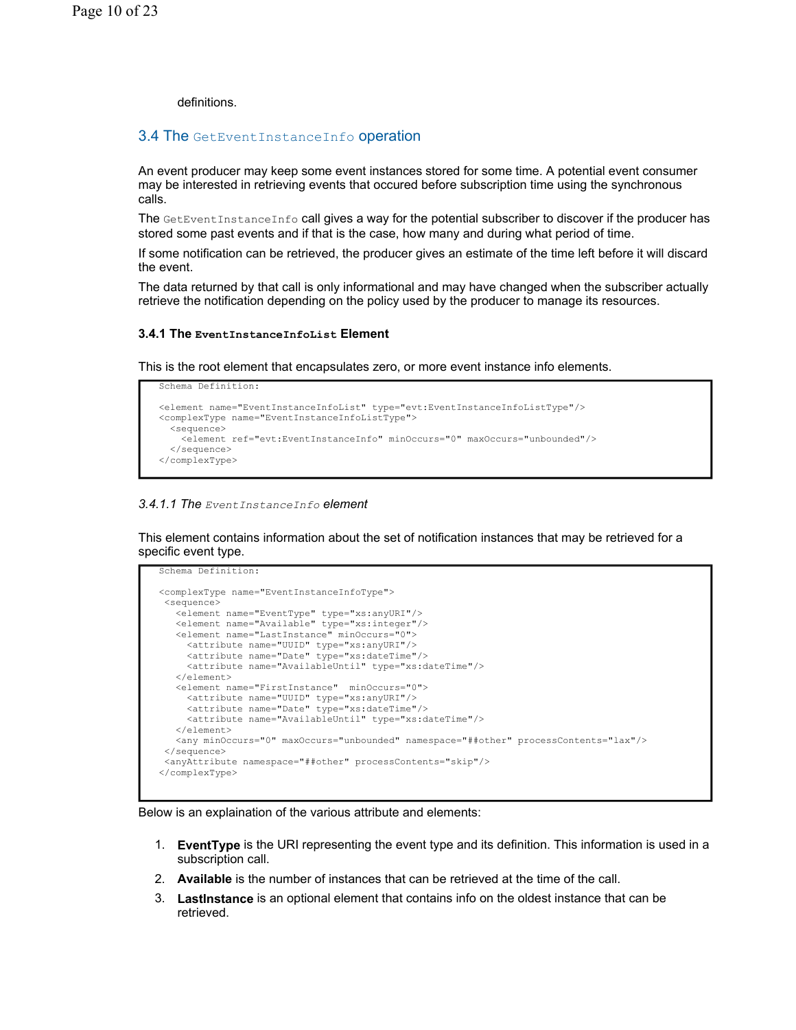definitions.

## 3.4 The `GetEventInstanceInfo` operation

An event producer may keep some event instances stored for some time. A potential event consumer may be interested in retrieving events that occured before subscription time using the synchronous calls.

The `GetEventInstanceInfo` call gives a way for the potential subscriber to discover if the producer has stored some past events and if that is the case, how many and during what period of time.

If some notification can be retrieved, the producer gives an estimate of the time left before it will discard the event.

The data returned by that call is only informational and may have changed when the subscriber actually retrieve the notification depending on the policy used by the producer to manage its resources.

### 3.4.1 The `EventInstanceInfoList` Element

This is the root element that encapsulates zero, or more event instance info elements.

```
Schema Definition:

<element name="EventInstanceInfoList" type="evt:EventInstanceInfoListType"/>
<complexType name="EventInstanceInfoListType">
  <sequence>
    <element ref="evt:EventInstanceInfo" minOccurs="0" maxOccurs="unbounded"/>
  </sequence>
</complexType>
```

#### *3.4.1.1 The `EventInstanceInfo` element*

This element contains information about the set of notification instances that may be retrieved for a specific event type.

```
Schema Definition:

<complexType name="EventInstanceInfoType">
 <sequence>
   <element name="EventType" type="xs:anyURI"/>
   <element name="Available" type="xs:integer"/>
   <element name="LastInstance" minOccurs="0">
     <attribute name="UUID" type="xs:anyURI"/>
     <attribute name="Date" type="xs:dateTime"/>
     <attribute name="AvailableUntil" type="xs:dateTime"/>
   </element>
   <element name="FirstInstance"  minOccurs="0">
     <attribute name="UUID" type="xs:anyURI"/>
     <attribute name="Date" type="xs:dateTime"/>
     <attribute name="AvailableUntil" type="xs:dateTime"/>
   </element>
   <any minOccurs="0" maxOccurs="unbounded" namespace="##other" processContents="lax"/>
 </sequence>
 <anyAttribute namespace="##other" processContents="skip"/>
</complexType>
```

Below is an explaination of the various attribute and elements:

1. **EventType** is the URI representing the event type and its definition. This information is used in a subscription call.
2. **Available** is the number of instances that can be retrieved at the time of the call.
3. **LastInstance** is an optional element that contains info on the oldest instance that can be retrieved.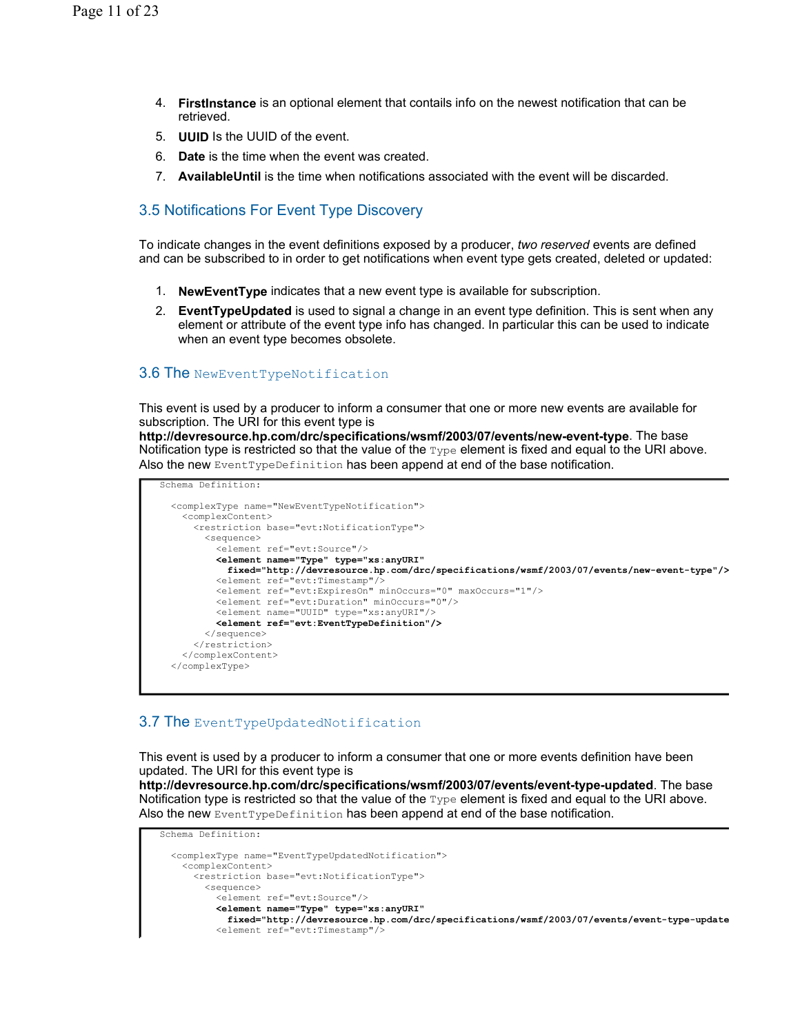4. **FirstInstance** is an optional element that contails info on the newest notification that can be retrieved.
5. **UUID** Is the UUID of the event.
6. **Date** is the time when the event was created.
7. **AvailableUntil** is the time when notifications associated with the event will be discarded.

## 3.5 Notifications For Event Type Discovery

To indicate changes in the event definitions exposed by a producer, *two reserved* events are defined and can be subscribed to in order to get notifications when event type gets created, deleted or updated:

1. **NewEventType** indicates that a new event type is available for subscription.
2. **EventTypeUpdated** is used to signal a change in an event type definition. This is sent when any element or attribute of the event type info has changed. In particular this can be used to indicate when an event type becomes obsolete.

## 3.6 The `NewEventTypeNotification`

This event is used by a producer to inform a consumer that one or more new events are available for subscription. The URI for this event type is **http://devresource.hp.com/drc/specifications/wsmf/2003/07/events/new-event-type**. The base Notification type is restricted so that the value of the `Type` element is fixed and equal to the URI above. Also the new `EventTypeDefinition` has been append at end of the base notification.

```
Schema Definition:

  <complexType name="NewEventTypeNotification">
    <complexContent>
      <restriction base="evt:NotificationType">
        <sequence>
          <element ref="evt:Source"/>
          <element name="Type" type="xs:anyURI"
            fixed="http://devresource.hp.com/drc/specifications/wsmf/2003/07/events/new-event-type"/>
          <element ref="evt:Timestamp"/>
          <element ref="evt:ExpiresOn" minOccurs="0" maxOccurs="1"/>
          <element ref="evt:Duration" minOccurs="0"/>
          <element name="UUID" type="xs:anyURI"/>
          <element ref="evt:EventTypeDefinition"/>
        </sequence>
      </restriction>
    </complexContent>
  </complexType>
```

## 3.7 The `EventTypeUpdatedNotification`

This event is used by a producer to inform a consumer that one or more events definition have been updated. The URI for this event type is **http://devresource.hp.com/drc/specifications/wsmf/2003/07/events/event-type-updated**. The base Notification type is restricted so that the value of the `Type` element is fixed and equal to the URI above. Also the new `EventTypeDefinition` has been append at end of the base notification.

```
Schema Definition:

  <complexType name="EventTypeUpdatedNotification">
    <complexContent>
      <restriction base="evt:NotificationType">
        <sequence>
          <element ref="evt:Source"/>
          <element name="Type" type="xs:anyURI"
            fixed="http://devresource.hp.com/drc/specifications/wsmf/2003/07/events/event-type-update
          <element ref="evt:Timestamp"/>
```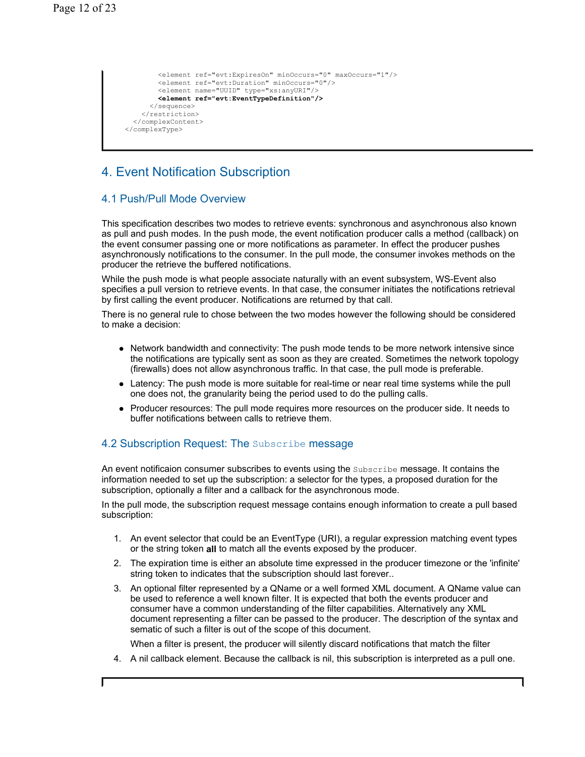```
        <element ref="evt:ExpiresOn" minOccurs="0" maxOccurs="1"/>
        <element ref="evt:Duration" minOccurs="0"/>
        <element name="UUID" type="xs:anyURI"/>
        <element ref="evt:EventTypeDefinition"/>
      </sequence>
    </restriction>
  </complexContent>
</complexType>
```

# 4. Event Notification Subscription

## 4.1 Push/Pull Mode Overview

This specification describes two modes to retrieve events: synchronous and asynchronous also known as pull and push modes. In the push mode, the event notification producer calls a method (callback) on the event consumer passing one or more notifications as parameter. In effect the producer pushes asynchronously notifications to the consumer. In the pull mode, the consumer invokes methods on the producer the retrieve the buffered notifications.

While the push mode is what people associate naturally with an event subsystem, WS-Event also specifies a pull version to retrieve events. In that case, the consumer initiates the notifications retrieval by first calling the event producer. Notifications are returned by that call.

There is no general rule to chose between the two modes however the following should be considered to make a decision:

- Network bandwidth and connectivity: The push mode tends to be more network intensive since the notifications are typically sent as soon as they are created. Sometimes the network topology (firewalls) does not allow asynchronous traffic. In that case, the pull mode is preferable.
- Latency: The push mode is more suitable for real-time or near real time systems while the pull one does not, the granularity being the period used to do the pulling calls.
- Producer resources: The pull mode requires more resources on the producer side. It needs to buffer notifications between calls to retrieve them.

## 4.2 Subscription Request: The `Subscribe` message

An event notificaion consumer subscribes to events using the `Subscribe` message. It contains the information needed to set up the subscription: a selector for the types, a proposed duration for the subscription, optionally a filter and a callback for the asynchronous mode.

In the pull mode, the subscription request message contains enough information to create a pull based subscription:

1. An event selector that could be an EventType (URI), a regular expression matching event types or the string token **all** to match all the events exposed by the producer.
2. The expiration time is either an absolute time expressed in the producer timezone or the 'infinite' string token to indicates that the subscription should last forever..
3. An optional filter represented by a QName or a well formed XML document. A QName value can be used to reference a well known filter. It is expected that both the events producer and consumer have a common understanding of the filter capabilities. Alternatively any XML document representing a filter can be passed to the producer. The description of the syntax and sematic of such a filter is out of the scope of this document.

   When a filter is present, the producer will silently discard notifications that match the filter
4. A nil callback element. Because the callback is nil, this subscription is interpreted as a pull one.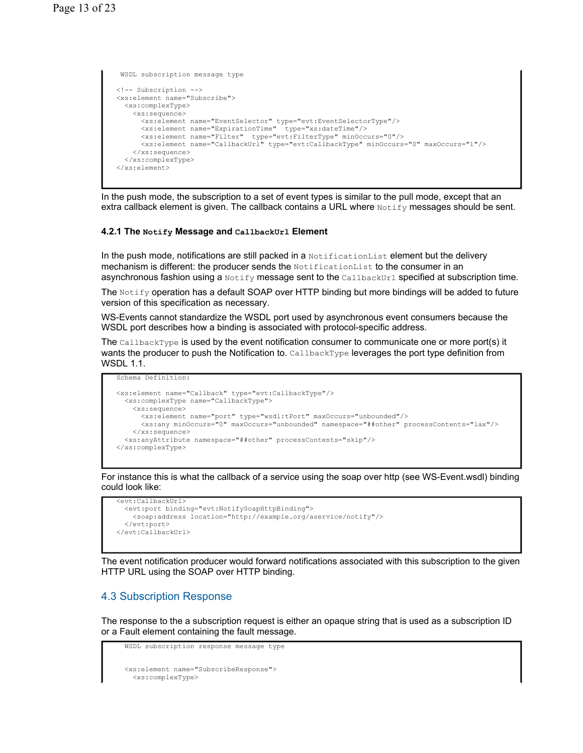```
WSDL subscription message type

<!-- Subscription -->
<xs:element name="Subscribe">
  <xs:complexType>
    <xs:sequence>
      <xs:element name="EventSelector" type="evt:EventSelectorType"/>
      <xs:element name="ExpirationTime"  type="xs:dateTime"/>
      <xs:element name="Filter"  type="evt:FilterType" minOccurs="0"/>
      <xs:element name="CallbackUrl" type="evt:CallbackType" minOccurs="0" maxOccurs="1"/>
    </xs:sequence>
  </xs:complexType>
</xs:element>
```

In the push mode, the subscription to a set of event types is similar to the pull mode, except that an extra callback element is given. The callback contains a URL where `Notify` messages should be sent.

### 4.2.1 The `Notify` Message and `CallbackUrl` Element

In the push mode, notifications are still packed in a `NotificationList` element but the delivery mechanism is different: the producer sends the `NotificationList` to the consumer in an asynchronous fashion using a `Notify` message sent to the `CallbackUrl` specified at subscription time.

The `Notify` operation has a default SOAP over HTTP binding but more bindings will be added to future version of this specification as necessary.

WS-Events cannot standardize the WSDL port used by asynchronous event consumers because the WSDL port describes how a binding is associated with protocol-specific address.

The `CallbackType` is used by the event notification consumer to communicate one or more port(s) it wants the producer to push the Notification to. `CallbackType` leverages the port type definition from WSDL 1.1.

```
Schema Definition:

<xs:element name="Callback" type="evt:CallbackType"/>
  <xs:complexType name="CallbackType">
    <xs:sequence>
      <xs:element name="port" type="wsdl:tPort" maxOccurs="unbounded"/>
      <xs:any minOccurs="0" maxOccurs="unbounded" namespace="##other" processContents="lax"/>
    </xs:sequence>
  <xs:anyAttribute namespace="##other" processContents="skip"/>
</xs:complexType>
```

For instance this is what the callback of a service using the soap over http (see WS-Event.wsdl) binding could look like:

```
<evt:CallbackUrl>
  <evt:port binding="evt:NotifySoapHttpBinding">
    <soap:address location="http://example.org/aservice/notify"/>
  </evt:port>
</evt:CallbackUrl>
```

The event notification producer would forward notifications associated with this subscription to the given HTTP URL using the SOAP over HTTP binding.

## 4.3 Subscription Response

The response to the a subscription request is either an opaque string that is used as a subscription ID or a Fault element containing the fault message.

```
WSDL subscription response message type


<xs:element name="SubscribeResponse">
  <xs:complexType>
```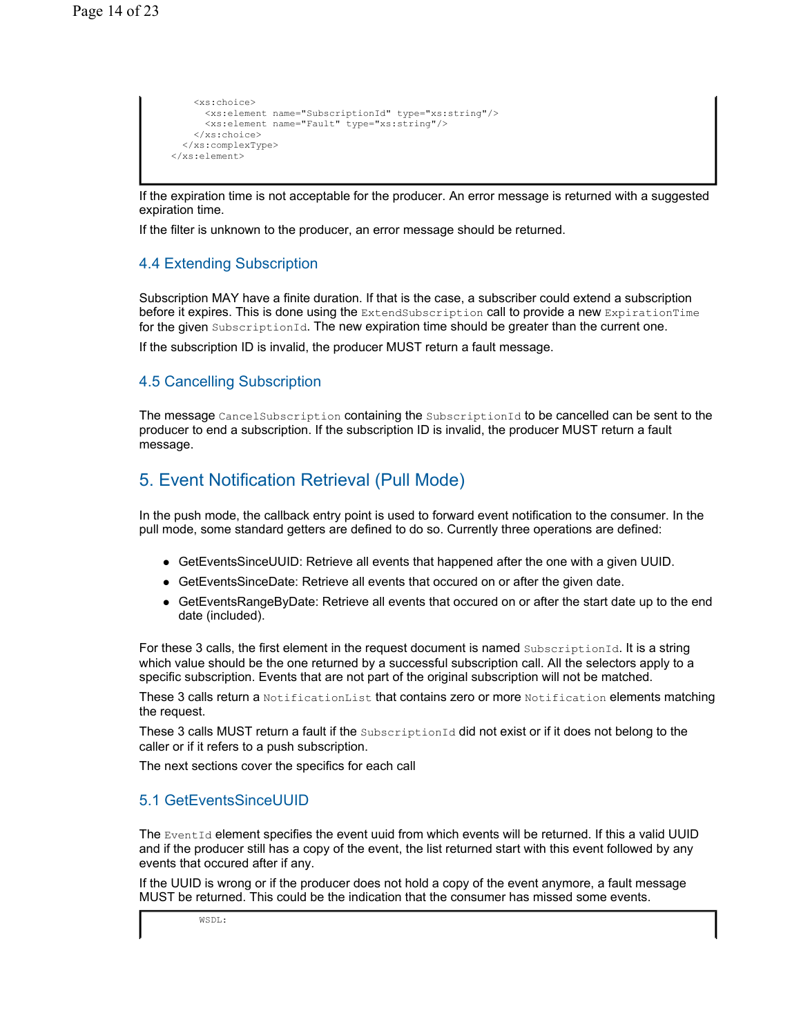```
      <xs:choice>
        <xs:element name="SubscriptionId" type="xs:string"/>
        <xs:element name="Fault" type="xs:string"/>
      </xs:choice>
    </xs:complexType>
  </xs:element>
```

If the expiration time is not acceptable for the producer. An error message is returned with a suggested expiration time.

If the filter is unknown to the producer, an error message should be returned.

### 4.4 Extending Subscription

Subscription MAY have a finite duration. If that is the case, a subscriber could extend a subscription before it expires. This is done using the `ExtendSubscription` call to provide a new `ExpirationTime` for the given `SubscriptionId`. The new expiration time should be greater than the current one.

If the subscription ID is invalid, the producer MUST return a fault message.

### 4.5 Cancelling Subscription

The message `CancelSubscription` containing the `SubscriptionId` to be cancelled can be sent to the producer to end a subscription. If the subscription ID is invalid, the producer MUST return a fault message.

## 5. Event Notification Retrieval (Pull Mode)

In the push mode, the callback entry point is used to forward event notification to the consumer. In the pull mode, some standard getters are defined to do so. Currently three operations are defined:

- GetEventsSinceUUID: Retrieve all events that happened after the one with a given UUID.
- GetEventsSinceDate: Retrieve all events that occured on or after the given date.
- GetEventsRangeByDate: Retrieve all events that occured on or after the start date up to the end date (included).

For these 3 calls, the first element in the request document is named `SubscriptionId`. It is a string which value should be the one returned by a successful subscription call. All the selectors apply to a specific subscription. Events that are not part of the original subscription will not be matched.

These 3 calls return a `NotificationList` that contains zero or more `Notification` elements matching the request.

These 3 calls MUST return a fault if the `SubscriptionId` did not exist or if it does not belong to the caller or if it refers to a push subscription.

The next sections cover the specifics for each call

### 5.1 GetEventsSinceUUID

The `EventId` element specifies the event uuid from which events will be returned. If this a valid UUID and if the producer still has a copy of the event, the list returned start with this event followed by any events that occured after if any.

If the UUID is wrong or if the producer does not hold a copy of the event anymore, a fault message MUST be returned. This could be the indication that the consumer has missed some events.

```
    WSDL:
```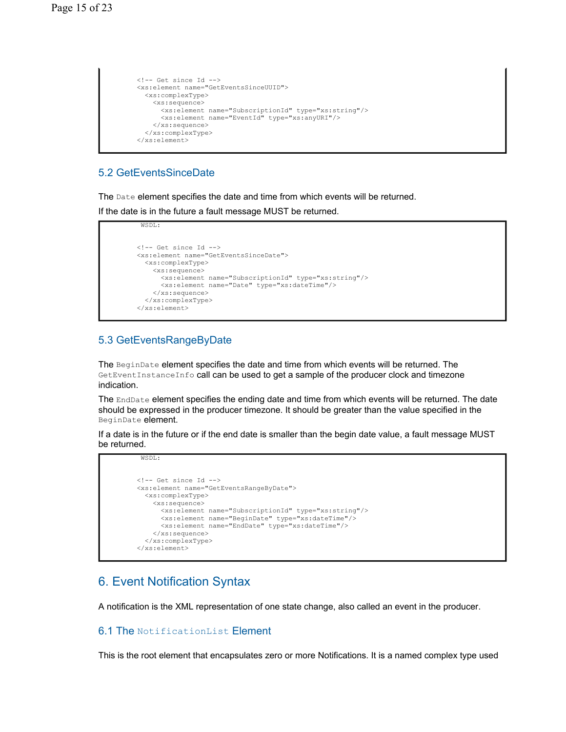```
<!-- Get since Id -->
<xs:element name="GetEventsSinceUUID">
  <xs:complexType>
    <xs:sequence>
      <xs:element name="SubscriptionId" type="xs:string"/>
      <xs:element name="EventId" type="xs:anyURI"/>
    </xs:sequence>
  </xs:complexType>
</xs:element>
```

### 5.2 GetEventsSinceDate

The `Date` element specifies the date and time from which events will be returned.

If the date is in the future a fault message MUST be returned.

```
WSDL:

<!-- Get since Id -->
<xs:element name="GetEventsSinceDate">
  <xs:complexType>
    <xs:sequence>
      <xs:element name="SubscriptionId" type="xs:string"/>
      <xs:element name="Date" type="xs:dateTime"/>
    </xs:sequence>
  </xs:complexType>
</xs:element>
```

### 5.3 GetEventsRangeByDate

The `BeginDate` element specifies the date and time from which events will be returned. The `GetEventInstanceInfo` call can be used to get a sample of the producer clock and timezone indication.

The `EndDate` element specifies the ending date and time from which events will be returned. The date should be expressed in the producer timezone. It should be greater than the value specified in the `BeginDate` element.

If a date is in the future or if the end date is smaller than the begin date value, a fault message MUST be returned.

```
WSDL:

<!-- Get since Id -->
<xs:element name="GetEventsRangeByDate">
  <xs:complexType>
    <xs:sequence>
      <xs:element name="SubscriptionId" type="xs:string"/>
      <xs:element name="BeginDate" type="xs:dateTime"/>
      <xs:element name="EndDate" type="xs:dateTime"/>
    </xs:sequence>
  </xs:complexType>
</xs:element>
```

## 6. Event Notification Syntax

A notification is the XML representation of one state change, also called an event in the producer.

### 6.1 The `NotificationList` Element

This is the root element that encapsulates zero or more Notifications. It is a named complex type used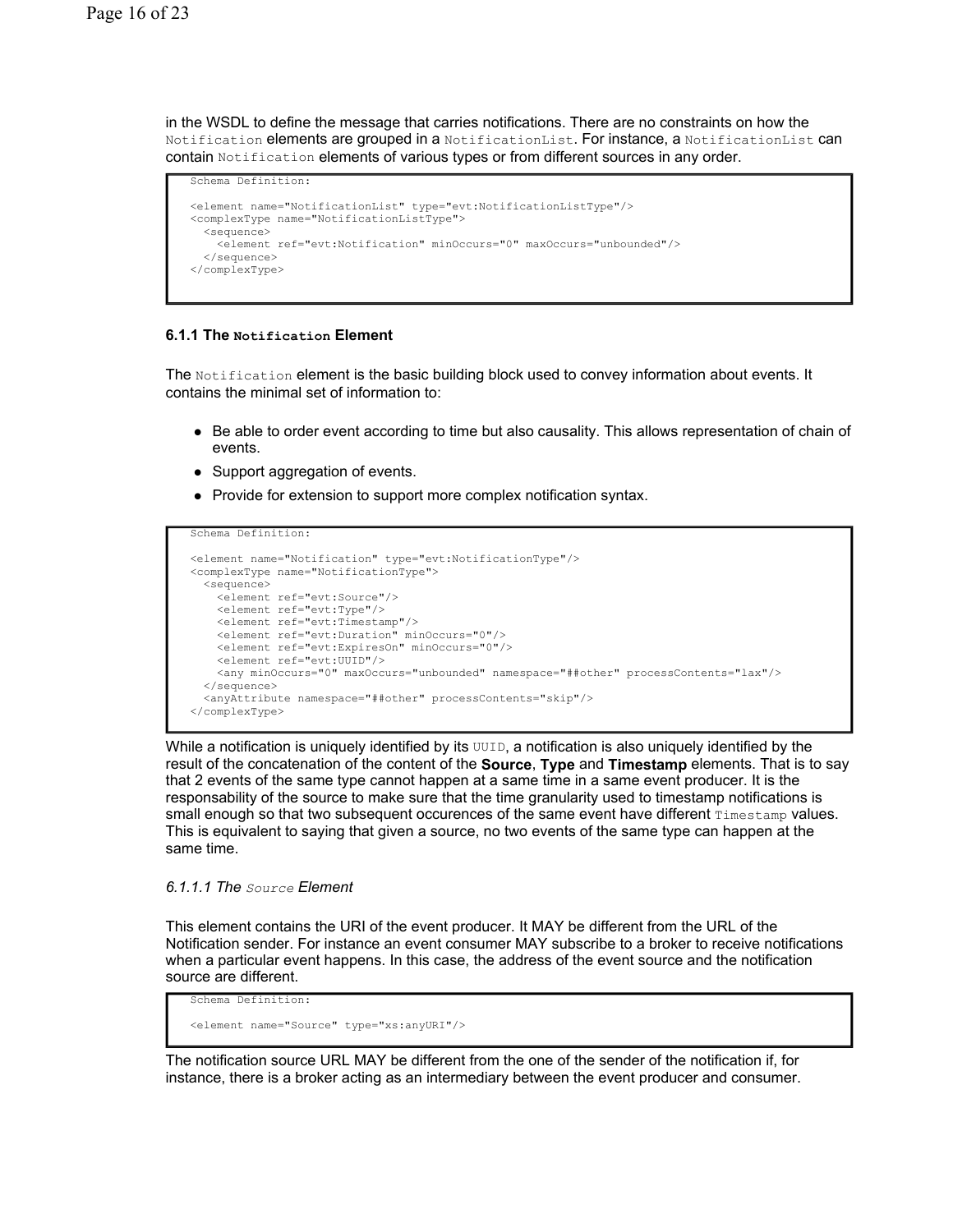in the WSDL to define the message that carries notifications. There are no constraints on how the `Notification` elements are grouped in a `NotificationList`. For instance, a `NotificationList` can contain `Notification` elements of various types or from different sources in any order.

```
Schema Definition:

<element name="NotificationList" type="evt:NotificationListType"/>
<complexType name="NotificationListType">
  <sequence>
    <element ref="evt:Notification" minOccurs="0" maxOccurs="unbounded"/>
  </sequence>
</complexType>
```

### 6.1.1 The `Notification` Element

The `Notification` element is the basic building block used to convey information about events. It contains the minimal set of information to:

- Be able to order event according to time but also causality. This allows representation of chain of events.
- Support aggregation of events.
- Provide for extension to support more complex notification syntax.

```
Schema Definition:

<element name="Notification" type="evt:NotificationType"/>
<complexType name="NotificationType">
  <sequence>
    <element ref="evt:Source"/>
    <element ref="evt:Type"/>
    <element ref="evt:Timestamp"/>
    <element ref="evt:Duration" minOccurs="0"/>
    <element ref="evt:ExpiresOn" minOccurs="0"/>
    <element ref="evt:UUID"/>
    <any minOccurs="0" maxOccurs="unbounded" namespace="##other" processContents="lax"/>
  </sequence>
  <anyAttribute namespace="##other" processContents="skip"/>
</complexType>
```

While a notification is uniquely identified by its `UUID`, a notification is also uniquely identified by the result of the concatenation of the content of the **Source**, **Type** and **Timestamp** elements. That is to say that 2 events of the same type cannot happen at a same time in a same event producer. It is the responsability of the source to make sure that the time granularity used to timestamp notifications is small enough so that two subsequent occurences of the same event have different `Timestamp` values. This is equivalent to saying that given a source, no two events of the same type can happen at the same time.

#### *6.1.1.1 The `Source` Element*

This element contains the URI of the event producer. It MAY be different from the URL of the Notification sender. For instance an event consumer MAY subscribe to a broker to receive notifications when a particular event happens. In this case, the address of the event source and the notification source are different.

```
Schema Definition:

<element name="Source" type="xs:anyURI"/>
```

The notification source URL MAY be different from the one of the sender of the notification if, for instance, there is a broker acting as an intermediary between the event producer and consumer.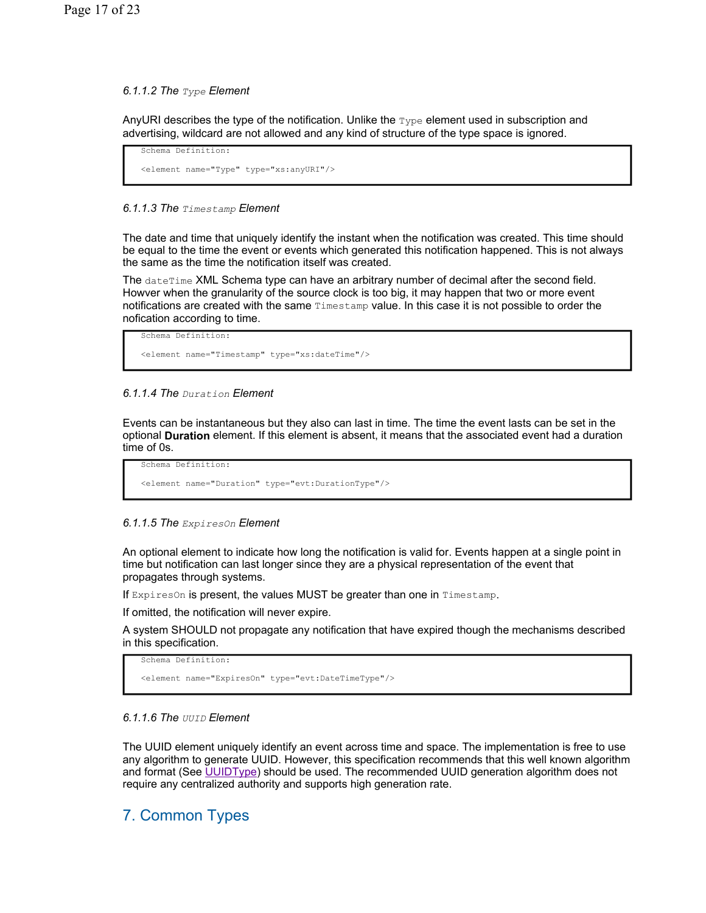#### 6.1.1.2 The `Type` Element

AnyURI describes the type of the notification. Unlike the `Type` element used in subscription and advertising, wildcard are not allowed and any kind of structure of the type space is ignored.

```
Schema Definition:

<element name="Type" type="xs:anyURI"/>
```

#### 6.1.1.3 The `Timestamp` Element

The date and time that uniquely identify the instant when the notification was created. This time should be equal to the time the event or events which generated this notification happened. This is not always the same as the time the notification itself was created.

The `dateTime` XML Schema type can have an arbitrary number of decimal after the second field. Howver when the granularity of the source clock is too big, it may happen that two or more event notifications are created with the same `Timestamp` value. In this case it is not possible to order the nofication according to time.

```
Schema Definition:

<element name="Timestamp" type="xs:dateTime"/>
```

#### 6.1.1.4 The `Duration` Element

Events can be instantaneous but they also can last in time. The time the event lasts can be set in the optional **Duration** element. If this element is absent, it means that the associated event had a duration time of 0s.

```
Schema Definition:

<element name="Duration" type="evt:DurationType"/>
```

#### 6.1.1.5 The `ExpiresOn` Element

An optional element to indicate how long the notification is valid for. Events happen at a single point in time but notification can last longer since they are a physical representation of the event that propagates through systems.

If `ExpiresOn` is present, the values MUST be greater than one in `Timestamp`.

If omitted, the notification will never expire.

A system SHOULD not propagate any notification that have expired though the mechanisms described in this specification.

```
Schema Definition:

<element name="ExpiresOn" type="evt:DateTimeType"/>
```

#### 6.1.1.6 The `UUID` Element

The UUID element uniquely identify an event across time and space. The implementation is free to use any algorithm to generate UUID. However, this specification recommends that this well known algorithm and format (See UUIDType) should be used. The recommended UUID generation algorithm does not require any centralized authority and supports high generation rate.

## 7. Common Types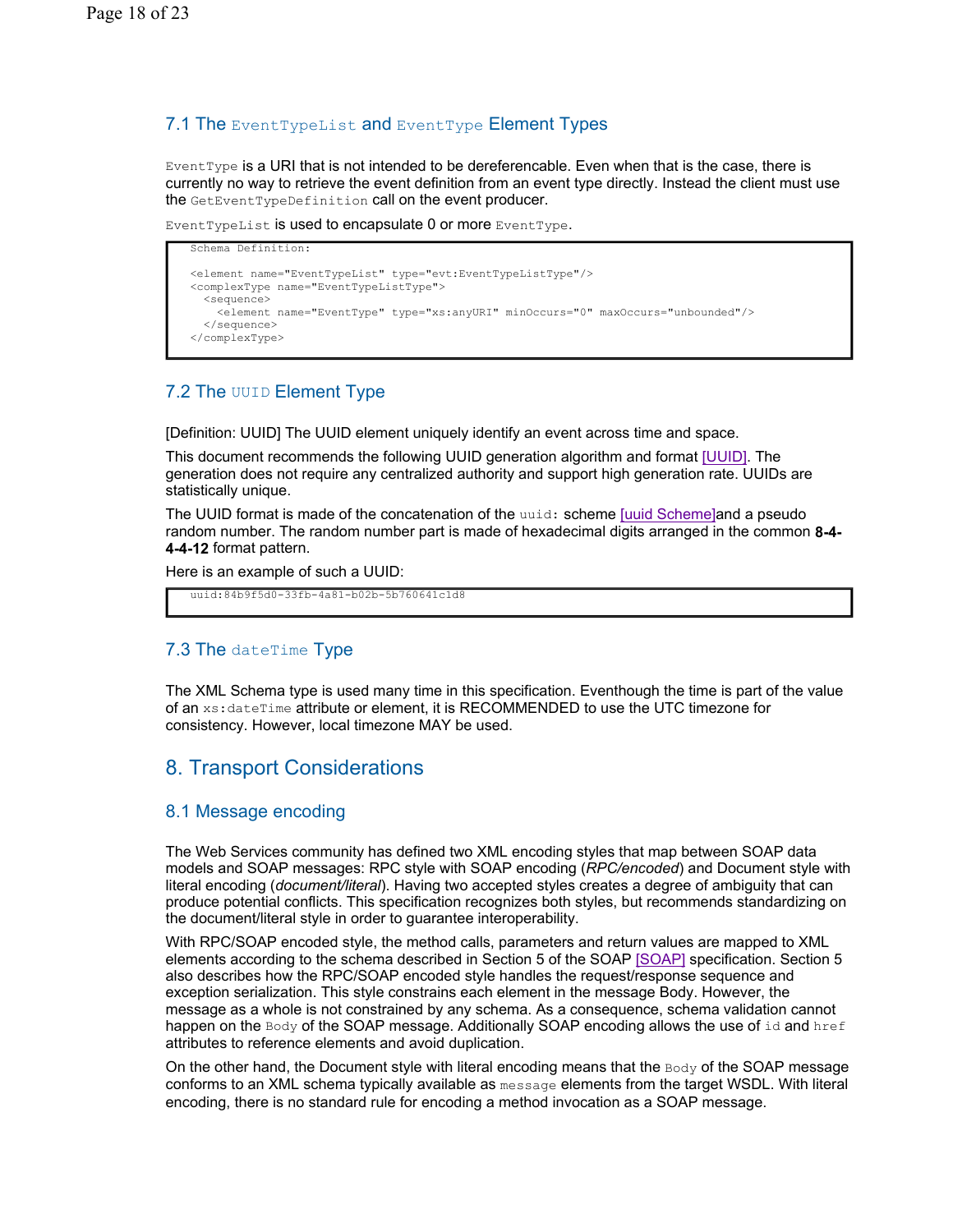### 7.1 The `EventTypeList` and `EventType` Element Types

`EventType` is a URI that is not intended to be dereferencable. Even when that is the case, there is currently no way to retrieve the event definition from an event type directly. Instead the client must use the `GetEventTypeDefinition` call on the event producer.

`EventTypeList` is used to encapsulate 0 or more `EventType`.

```
Schema Definition:

<element name="EventTypeList" type="evt:EventTypeListType"/>
<complexType name="EventTypeListType">
  <sequence>
    <element name="EventType" type="xs:anyURI" minOccurs="0" maxOccurs="unbounded"/>
  </sequence>
</complexType>
```

### 7.2 The `UUID` Element Type

[Definition: UUID] The UUID element uniquely identify an event across time and space.

This document recommends the following UUID generation algorithm and format [UUID]. The generation does not require any centralized authority and support high generation rate. UUIDs are statistically unique.

The UUID format is made of the concatenation of the `uuid:` scheme [uuid Scheme]and a pseudo random number. The random number part is made of hexadecimal digits arranged in the common **8-4-4-4-12** format pattern.

Here is an example of such a UUID:

```
uuid:84b9f5d0-33fb-4a81-b02b-5b760641c1d8
```

### 7.3 The `dateTime` Type

The XML Schema type is used many time in this specification. Eventhough the time is part of the value of an `xs:dateTime` attribute or element, it is RECOMMENDED to use the UTC timezone for consistency. However, local timezone MAY be used.

## 8. Transport Considerations

### 8.1 Message encoding

The Web Services community has defined two XML encoding styles that map between SOAP data models and SOAP messages: RPC style with SOAP encoding (*RPC/encoded*) and Document style with literal encoding (*document/literal*). Having two accepted styles creates a degree of ambiguity that can produce potential conflicts. This specification recognizes both styles, but recommends standardizing on the document/literal style in order to guarantee interoperability.

With RPC/SOAP encoded style, the method calls, parameters and return values are mapped to XML elements according to the schema described in Section 5 of the SOAP [SOAP] specification. Section 5 also describes how the RPC/SOAP encoded style handles the request/response sequence and exception serialization. This style constrains each element in the message Body. However, the message as a whole is not constrained by any schema. As a consequence, schema validation cannot happen on the `Body` of the SOAP message. Additionally SOAP encoding allows the use of `id` and `href` attributes to reference elements and avoid duplication.

On the other hand, the Document style with literal encoding means that the `Body` of the SOAP message conforms to an XML schema typically available as `message` elements from the target WSDL. With literal encoding, there is no standard rule for encoding a method invocation as a SOAP message.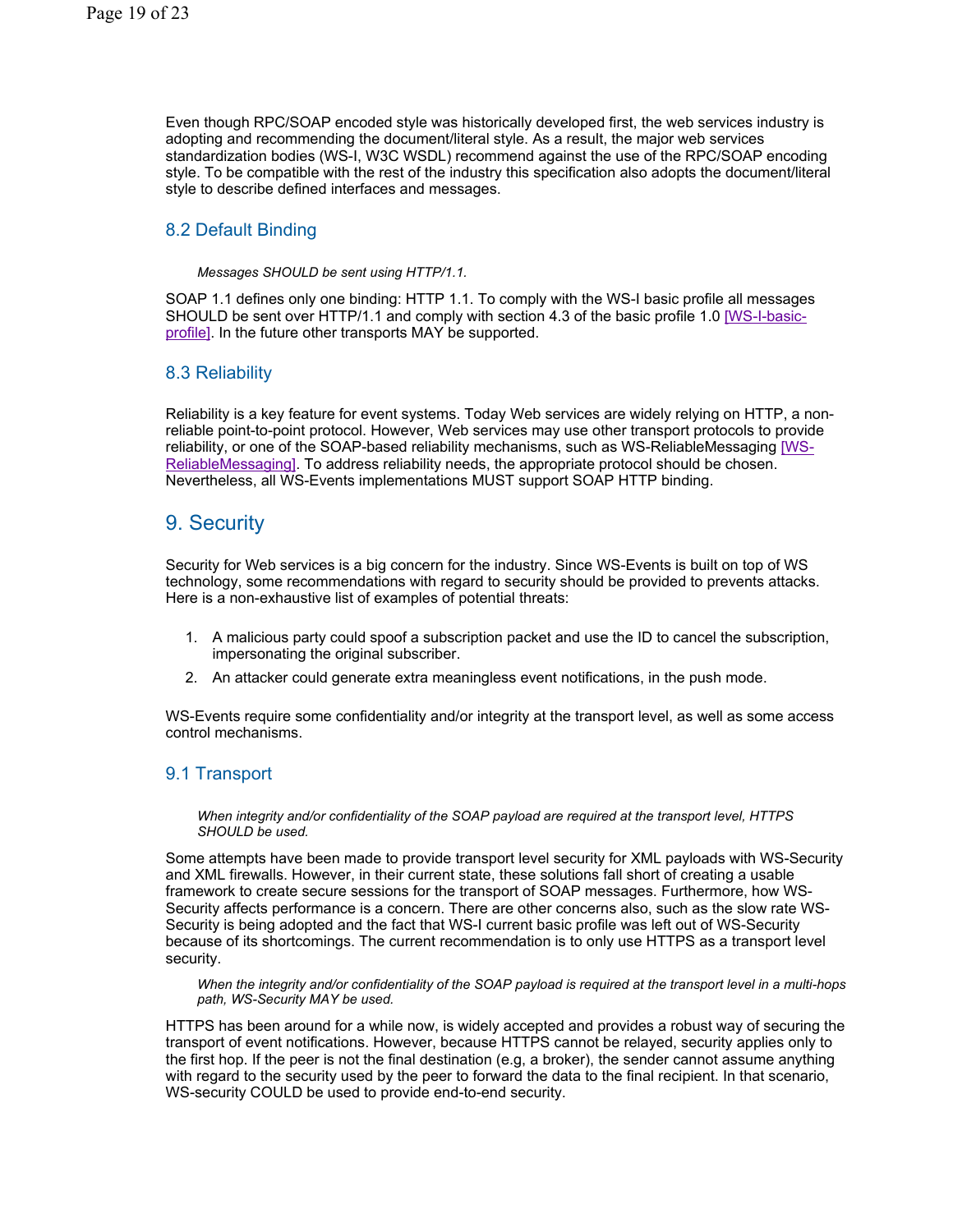Even though RPC/SOAP encoded style was historically developed first, the web services industry is adopting and recommending the document/literal style. As a result, the major web services standardization bodies (WS-I, W3C WSDL) recommend against the use of the RPC/SOAP encoding style. To be compatible with the rest of the industry this specification also adopts the document/literal style to describe defined interfaces and messages.

## 8.2 Default Binding

> *Messages SHOULD be sent using HTTP/1.1.*

SOAP 1.1 defines only one binding: HTTP 1.1. To comply with the WS-I basic profile all messages SHOULD be sent over HTTP/1.1 and comply with section 4.3 of the basic profile 1.0 [WS-I-basic-profile]. In the future other transports MAY be supported.

## 8.3 Reliability

Reliability is a key feature for event systems. Today Web services are widely relying on HTTP, a non-reliable point-to-point protocol. However, Web services may use other transport protocols to provide reliability, or one of the SOAP-based reliability mechanisms, such as WS-ReliableMessaging [WS-ReliableMessaging]. To address reliability needs, the appropriate protocol should be chosen. Nevertheless, all WS-Events implementations MUST support SOAP HTTP binding.

# 9. Security

Security for Web services is a big concern for the industry. Since WS-Events is built on top of WS technology, some recommendations with regard to security should be provided to prevents attacks. Here is a non-exhaustive list of examples of potential threats:

1. A malicious party could spoof a subscription packet and use the ID to cancel the subscription, impersonating the original subscriber.
2. An attacker could generate extra meaningless event notifications, in the push mode.

WS-Events require some confidentiality and/or integrity at the transport level, as well as some access control mechanisms.

## 9.1 Transport

> *When integrity and/or confidentiality of the SOAP payload are required at the transport level, HTTPS SHOULD be used.*

Some attempts have been made to provide transport level security for XML payloads with WS-Security and XML firewalls. However, in their current state, these solutions fall short of creating a usable framework to create secure sessions for the transport of SOAP messages. Furthermore, how WS-Security affects performance is a concern. There are other concerns also, such as the slow rate WS-Security is being adopted and the fact that WS-I current basic profile was left out of WS-Security because of its shortcomings. The current recommendation is to only use HTTPS as a transport level security.

> *When the integrity and/or confidentiality of the SOAP payload is required at the transport level in a multi-hops path, WS-Security MAY be used.*

HTTPS has been around for a while now, is widely accepted and provides a robust way of securing the transport of event notifications. However, because HTTPS cannot be relayed, security applies only to the first hop. If the peer is not the final destination (e.g, a broker), the sender cannot assume anything with regard to the security used by the peer to forward the data to the final recipient. In that scenario, WS-security COULD be used to provide end-to-end security.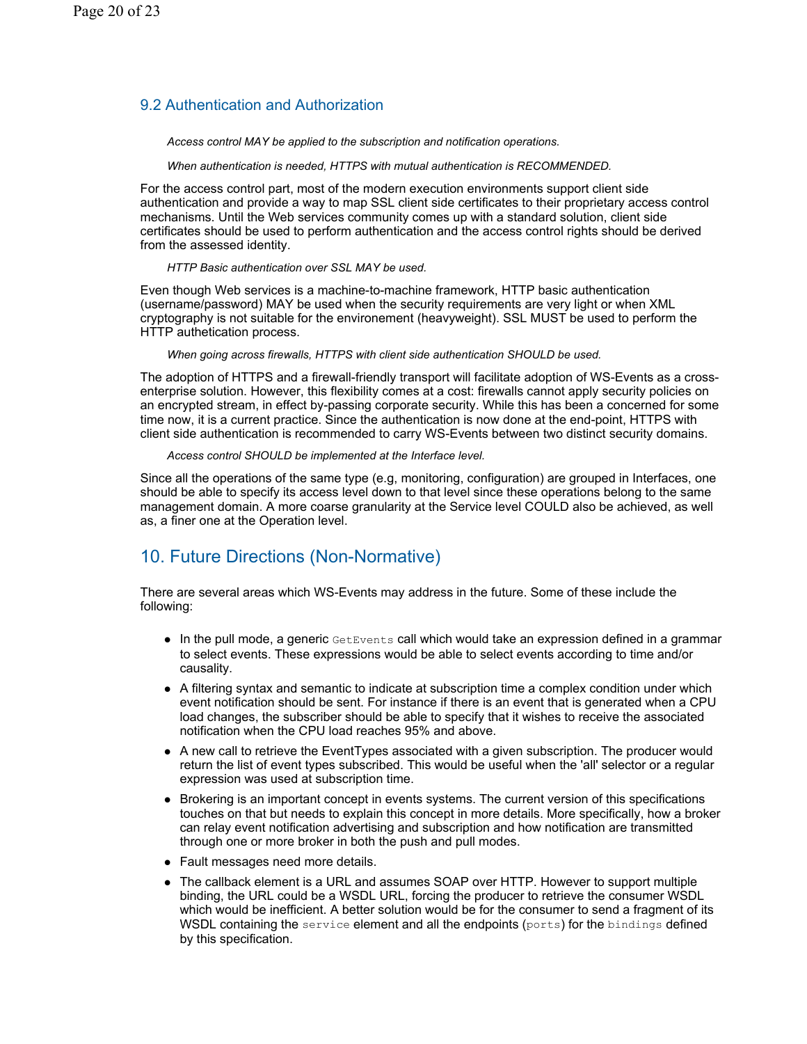### 9.2 Authentication and Authorization

*Access control MAY be applied to the subscription and notification operations.*

*When authentication is needed, HTTPS with mutual authentication is RECOMMENDED.*

For the access control part, most of the modern execution environments support client side authentication and provide a way to map SSL client side certificates to their proprietary access control mechanisms. Until the Web services community comes up with a standard solution, client side certificates should be used to perform authentication and the access control rights should be derived from the assessed identity.

*HTTP Basic authentication over SSL MAY be used.*

Even though Web services is a machine-to-machine framework, HTTP basic authentication (username/password) MAY be used when the security requirements are very light or when XML cryptography is not suitable for the environement (heavyweight). SSL MUST be used to perform the HTTP authetication process.

*When going across firewalls, HTTPS with client side authentication SHOULD be used.*

The adoption of HTTPS and a firewall-friendly transport will facilitate adoption of WS-Events as a cross-enterprise solution. However, this flexibility comes at a cost: firewalls cannot apply security policies on an encrypted stream, in effect by-passing corporate security. While this has been a concerned for some time now, it is a current practice. Since the authentication is now done at the end-point, HTTPS with client side authentication is recommended to carry WS-Events between two distinct security domains.

*Access control SHOULD be implemented at the Interface level.*

Since all the operations of the same type (e.g, monitoring, configuration) are grouped in Interfaces, one should be able to specify its access level down to that level since these operations belong to the same management domain. A more coarse granularity at the Service level COULD also be achieved, as well as, a finer one at the Operation level.

## 10. Future Directions (Non-Normative)

There are several areas which WS-Events may address in the future. Some of these include the following:

- In the pull mode, a generic `GetEvents` call which would take an expression defined in a grammar to select events. These expressions would be able to select events according to time and/or causality.
- A filtering syntax and semantic to indicate at subscription time a complex condition under which event notification should be sent. For instance if there is an event that is generated when a CPU load changes, the subscriber should be able to specify that it wishes to receive the associated notification when the CPU load reaches 95% and above.
- A new call to retrieve the EventTypes associated with a given subscription. The producer would return the list of event types subscribed. This would be useful when the 'all' selector or a regular expression was used at subscription time.
- Brokering is an important concept in events systems. The current version of this specifications touches on that but needs to explain this concept in more details. More specifically, how a broker can relay event notification advertising and subscription and how notification are transmitted through one or more broker in both the push and pull modes.
- Fault messages need more details.
- The callback element is a URL and assumes SOAP over HTTP. However to support multiple binding, the URL could be a WSDL URL, forcing the producer to retrieve the consumer WSDL which would be inefficient. A better solution would be for the consumer to send a fragment of its WSDL containing the `service` element and all the endpoints (`ports`) for the `bindings` defined by this specification.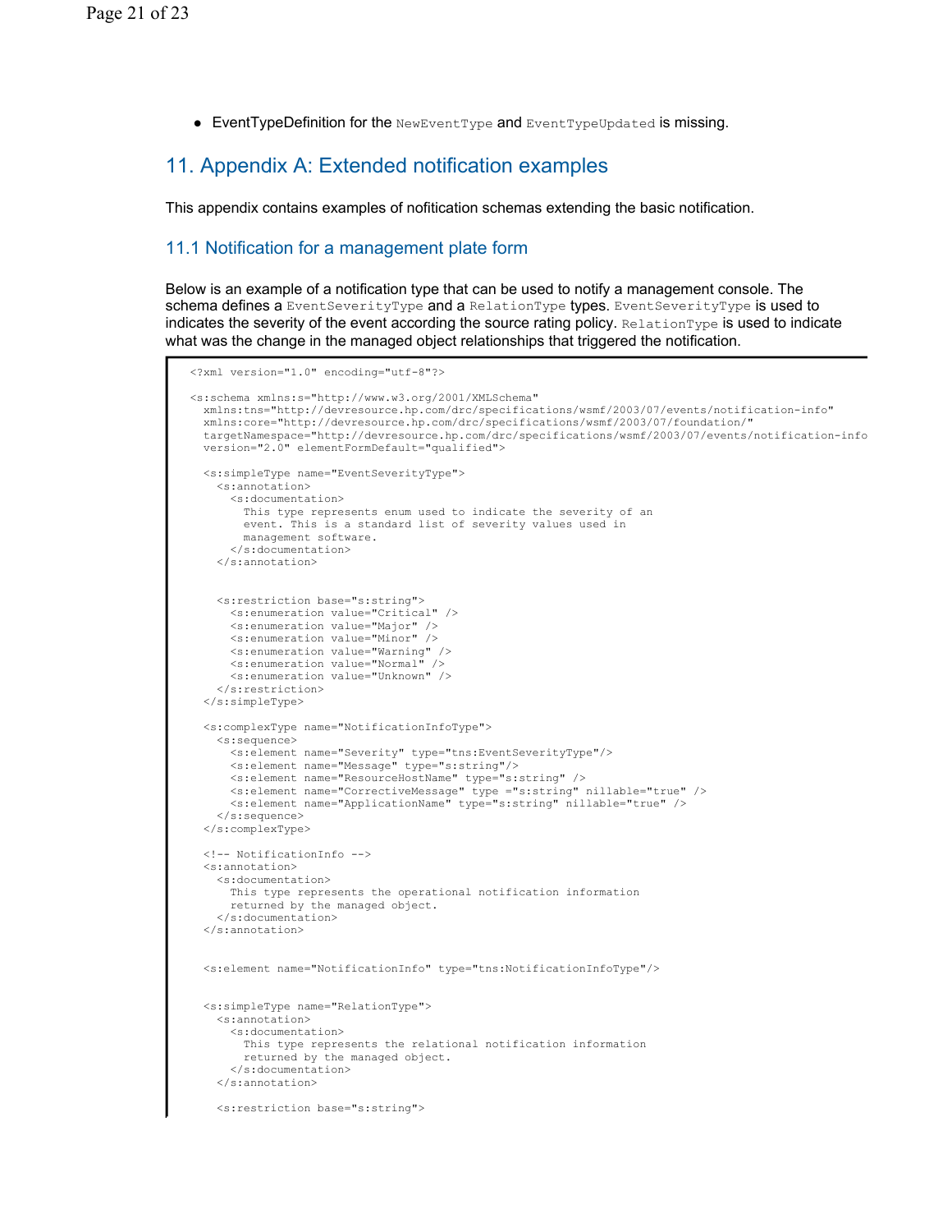- EventTypeDefinition for the `NewEventType` and `EventTypeUpdated` is missing.

# 11. Appendix A: Extended notification examples

This appendix contains examples of nofitication schemas extending the basic notification.

## 11.1 Notification for a management plate form

Below is an example of a notification type that can be used to notify a management console. The schema defines a `EventSeverityType` and a `RelationType` types. `EventSeverityType` is used to indicates the severity of the event according the source rating policy. `RelationType` is used to indicate what was the change in the managed object relationships that triggered the notification.

```
<?xml version="1.0" encoding="utf-8"?>

<s:schema xmlns:s="http://www.w3.org/2001/XMLSchema"
  xmlns:tns="http://devresource.hp.com/drc/specifications/wsmf/2003/07/events/notification-info"
  xmlns:core="http://devresource.hp.com/drc/specifications/wsmf/2003/07/foundation/"
  targetNamespace="http://devresource.hp.com/drc/specifications/wsmf/2003/07/events/notification-info
  version="2.0" elementFormDefault="qualified">

  <s:simpleType name="EventSeverityType">
    <s:annotation>
      <s:documentation>
        This type represents enum used to indicate the severity of an
        event. This is a standard list of severity values used in
        management software.
      </s:documentation>
    </s:annotation>


    <s:restriction base="s:string">
      <s:enumeration value="Critical" />
      <s:enumeration value="Major" />
      <s:enumeration value="Minor" />
      <s:enumeration value="Warning" />
      <s:enumeration value="Normal" />
      <s:enumeration value="Unknown" />
    </s:restriction>
  </s:simpleType>

  <s:complexType name="NotificationInfoType">
    <s:sequence>
      <s:element name="Severity" type="tns:EventSeverityType"/>
      <s:element name="Message" type="s:string"/>
      <s:element name="ResourceHostName" type="s:string" />
      <s:element name="CorrectiveMessage" type ="s:string" nillable="true" />
      <s:element name="ApplicationName" type="s:string" nillable="true" />
    </s:sequence>
  </s:complexType>

  <!-- NotificationInfo -->
  <s:annotation>
    <s:documentation>
      This type represents the operational notification information
      returned by the managed object.
    </s:documentation>
  </s:annotation>


  <s:element name="NotificationInfo" type="tns:NotificationInfoType"/>


  <s:simpleType name="RelationType">
    <s:annotation>
      <s:documentation>
        This type represents the relational notification information
        returned by the managed object.
      </s:documentation>
    </s:annotation>

    <s:restriction base="s:string">
```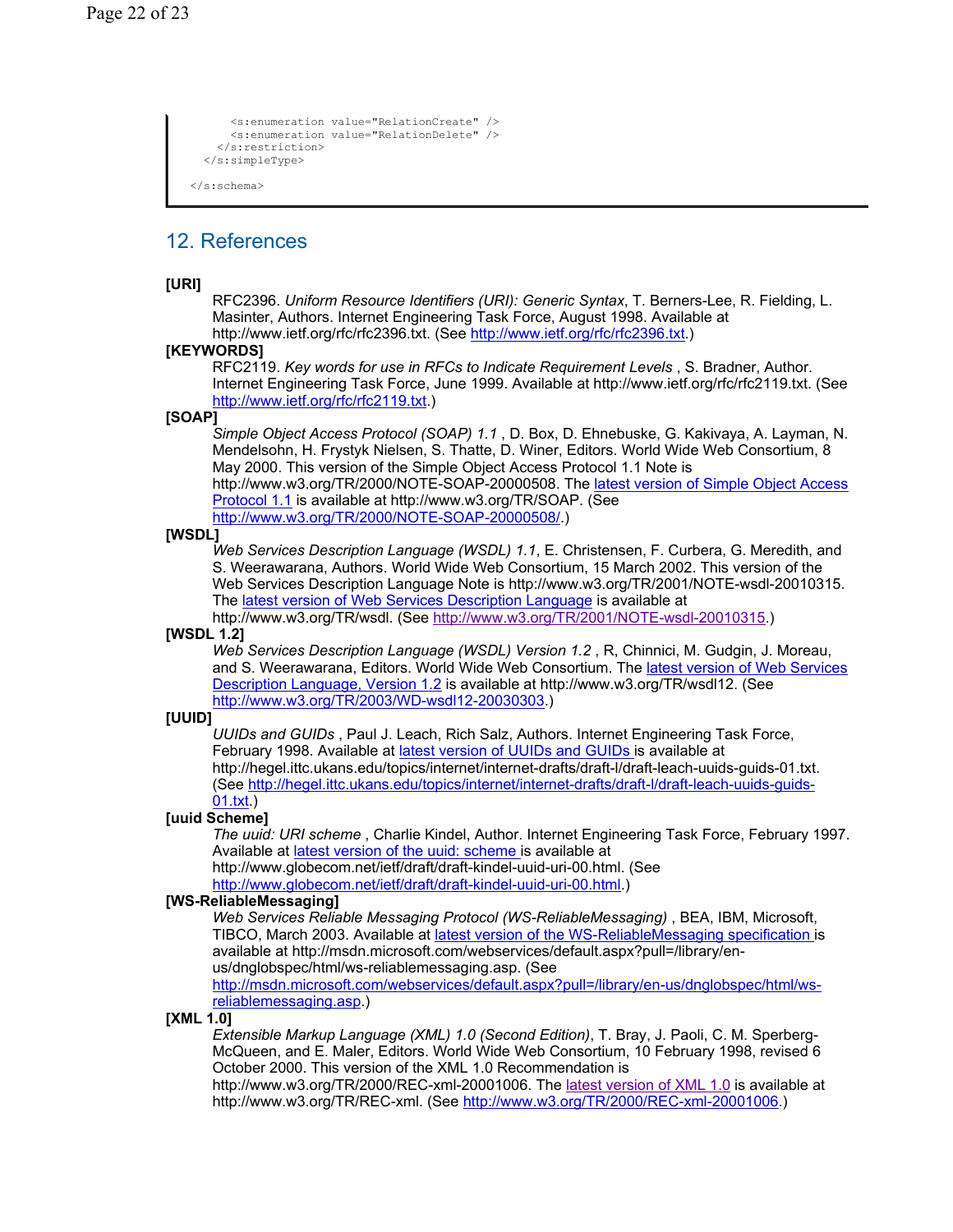```
        <s:enumeration value="RelationCreate" />
        <s:enumeration value="RelationDelete" />
      </s:restriction>
    </s:simpleType>

  </s:schema>
```

## 12. References

**[URI]**
: RFC2396. *Uniform Resource Identifiers (URI): Generic Syntax*, T. Berners-Lee, R. Fielding, L. Masinter, Authors. Internet Engineering Task Force, August 1998. Available at http://www.ietf.org/rfc/rfc2396.txt. (See http://www.ietf.org/rfc/rfc2396.txt.)

**[KEYWORDS]**
: RFC2119. *Key words for use in RFCs to Indicate Requirement Levels* , S. Bradner, Author. Internet Engineering Task Force, June 1999. Available at http://www.ietf.org/rfc/rfc2119.txt. (See http://www.ietf.org/rfc/rfc2119.txt.)

**[SOAP]**
: *Simple Object Access Protocol (SOAP) 1.1* , D. Box, D. Ehnebuske, G. Kakivaya, A. Layman, N. Mendelsohn, H. Frystyk Nielsen, S. Thatte, D. Winer, Editors. World Wide Web Consortium, 8 May 2000. This version of the Simple Object Access Protocol 1.1 Note is http://www.w3.org/TR/2000/NOTE-SOAP-20000508. The latest version of Simple Object Access Protocol 1.1 is available at http://www.w3.org/TR/SOAP. (See http://www.w3.org/TR/2000/NOTE-SOAP-20000508/.)

**[WSDL]**
: *Web Services Description Language (WSDL) 1.1*, E. Christensen, F. Curbera, G. Meredith, and S. Weerawarana, Authors. World Wide Web Consortium, 15 March 2002. This version of the Web Services Description Language Note is http://www.w3.org/TR/2001/NOTE-wsdl-20010315. The latest version of Web Services Description Language is available at http://www.w3.org/TR/wsdl. (See http://www.w3.org/TR/2001/NOTE-wsdl-20010315.)

**[WSDL 1.2]**
: *Web Services Description Language (WSDL) Version 1.2* , R, Chinnici, M. Gudgin, J. Moreau, and S. Weerawarana, Editors. World Wide Web Consortium. The latest version of Web Services Description Language, Version 1.2 is available at http://www.w3.org/TR/wsdl12. (See http://www.w3.org/TR/2003/WD-wsdl12-20030303.)

**[UUID]**
: *UUIDs and GUIDs* , Paul J. Leach, Rich Salz, Authors. Internet Engineering Task Force, February 1998. Available at latest version of UUIDs and GUIDs is available at http://hegel.ittc.ukans.edu/topics/internet/internet-drafts/draft-l/draft-leach-uuids-guids-01.txt. (See http://hegel.ittc.ukans.edu/topics/internet/internet-drafts/draft-l/draft-leach-uuids-guids-01.txt.)

**[uuid Scheme]**
: *The uuid: URI scheme* , Charlie Kindel, Author. Internet Engineering Task Force, February 1997. Available at latest version of the uuid: scheme is available at http://www.globecom.net/ietf/draft/draft-kindel-uuid-uri-00.html. (See http://www.globecom.net/ietf/draft/draft-kindel-uuid-uri-00.html.)

**[WS-ReliableMessaging]**
: *Web Services Reliable Messaging Protocol (WS-ReliableMessaging)* , BEA, IBM, Microsoft, TIBCO, March 2003. Available at latest version of the WS-ReliableMessaging specification is available at http://msdn.microsoft.com/webservices/default.aspx?pull=/library/en-us/dnglobspec/html/ws-reliablemessaging.asp. (See http://msdn.microsoft.com/webservices/default.aspx?pull=/library/en-us/dnglobspec/html/ws-reliablemessaging.asp.)

**[XML 1.0]**
: *Extensible Markup Language (XML) 1.0 (Second Edition)*, T. Bray, J. Paoli, C. M. Sperberg-McQueen, and E. Maler, Editors. World Wide Web Consortium, 10 February 1998, revised 6 October 2000. This version of the XML 1.0 Recommendation is http://www.w3.org/TR/2000/REC-xml-20001006. The latest version of XML 1.0 is available at http://www.w3.org/TR/REC-xml. (See http://www.w3.org/TR/2000/REC-xml-20001006.)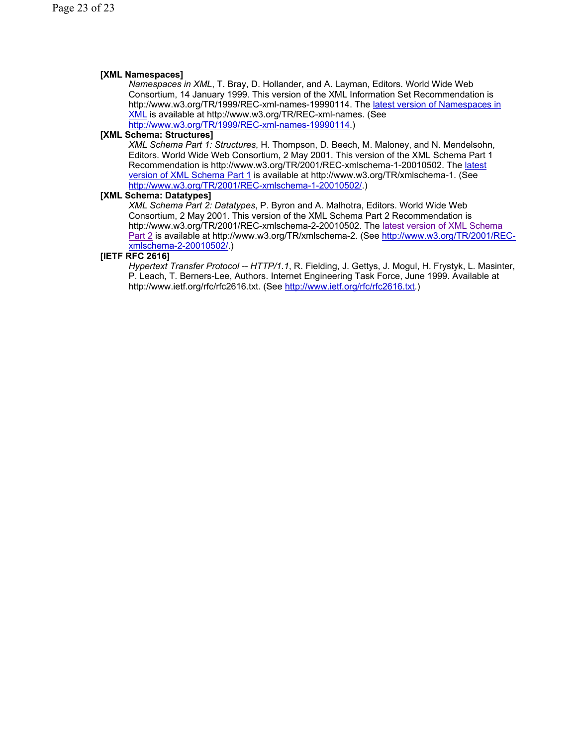**[XML Namespaces]**
: *Namespaces in XML*, T. Bray, D. Hollander, and A. Layman, Editors. World Wide Web Consortium, 14 January 1999. This version of the XML Information Set Recommendation is http://www.w3.org/TR/1999/REC-xml-names-19990114. The [latest version of Namespaces in XML](http://www.w3.org/TR/REC-xml-names) is available at http://www.w3.org/TR/REC-xml-names. (See [http://www.w3.org/TR/1999/REC-xml-names-19990114](http://www.w3.org/TR/1999/REC-xml-names-19990114).)

**[XML Schema: Structures]**
: *XML Schema Part 1: Structures*, H. Thompson, D. Beech, M. Maloney, and N. Mendelsohn, Editors. World Wide Web Consortium, 2 May 2001. This version of the XML Schema Part 1 Recommendation is http://www.w3.org/TR/2001/REC-xmlschema-1-20010502. The [latest version of XML Schema Part 1](http://www.w3.org/TR/xmlschema-1) is available at http://www.w3.org/TR/xmlschema-1. (See [http://www.w3.org/TR/2001/REC-xmlschema-1-20010502/](http://www.w3.org/TR/2001/REC-xmlschema-1-20010502/).)

**[XML Schema: Datatypes]**
: *XML Schema Part 2: Datatypes*, P. Byron and A. Malhotra, Editors. World Wide Web Consortium, 2 May 2001. This version of the XML Schema Part 2 Recommendation is http://www.w3.org/TR/2001/REC-xmlschema-2-20010502. The [latest version of XML Schema Part 2](http://www.w3.org/TR/xmlschema-2) is available at http://www.w3.org/TR/xmlschema-2. (See [http://www.w3.org/TR/2001/REC-xmlschema-2-20010502/](http://www.w3.org/TR/2001/REC-xmlschema-2-20010502/).)

**[IETF RFC 2616]**
: *Hypertext Transfer Protocol -- HTTP/1.1*, R. Fielding, J. Gettys, J. Mogul, H. Frystyk, L. Masinter, P. Leach, T. Berners-Lee, Authors. Internet Engineering Task Force, June 1999. Available at http://www.ietf.org/rfc/rfc2616.txt. (See [http://www.ietf.org/rfc/rfc2616.txt](http://www.ietf.org/rfc/rfc2616.txt).)